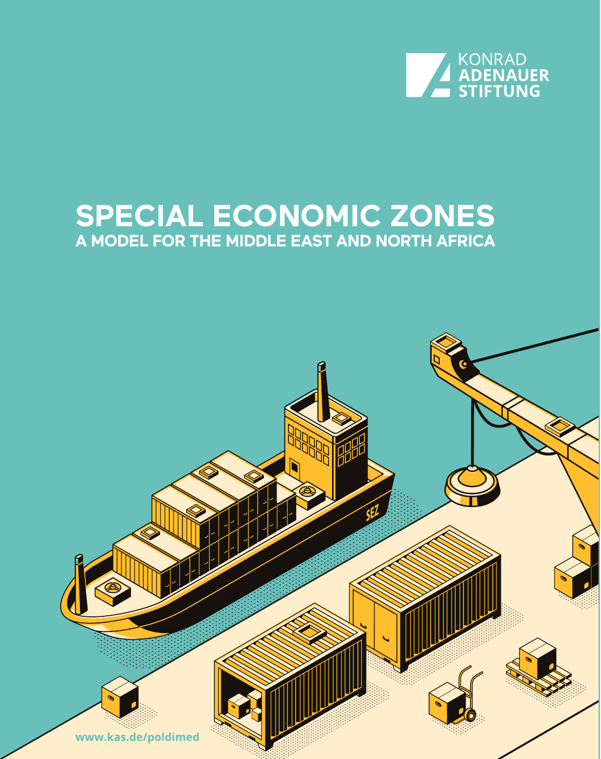KONRAD ADENAUER STIFTUNG

# SPECIAL ECONOMIC ZONES

## A MODEL FOR THE MIDDLE EAST AND NORTH AFRICA

www.kas.de/poldimed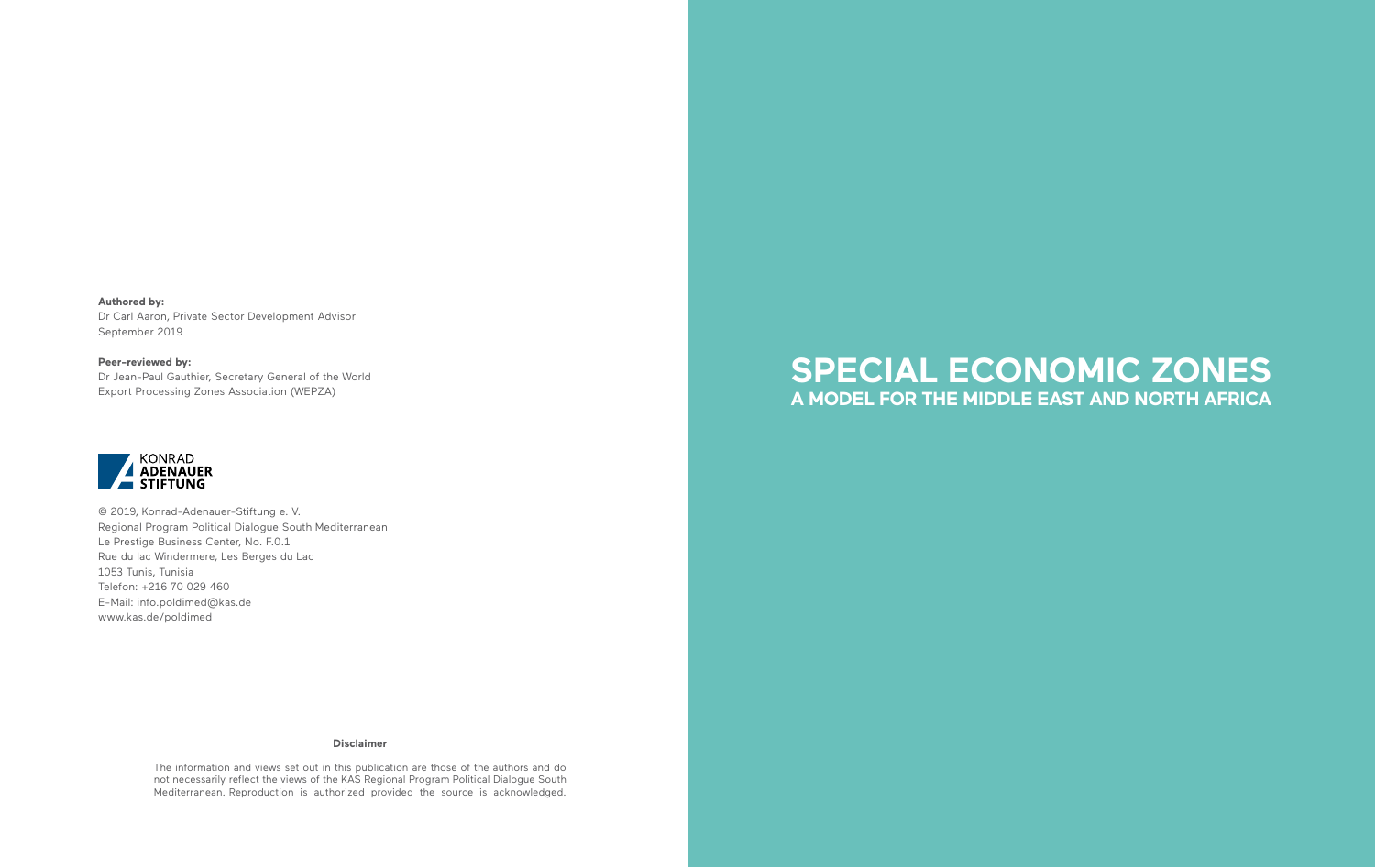**Authored by:**
Dr Carl Aaron, Private Sector Development Advisor
September 2019

**Peer-reviewed by:**
Dr Jean-Paul Gauthier, Secretary General of the World Export Processing Zones Association (WEPZA)

KONRAD
**ADENAUER**
**STIFTUNG**

© 2019, Konrad-Adenauer-Stiftung e. V.
Regional Program Political Dialogue South Mediterranean
Le Prestige Business Center, No. F.0.1
Rue du lac Windermere, Les Berges du Lac
1053 Tunis, Tunisia
Telefon: +216 70 029 460
E-Mail: info.poldimed@kas.de
www.kas.de/poldimed

**Disclaimer**

The information and views set out in this publication are those of the authors and do not necessarily reflect the views of the KAS Regional Program Political Dialogue South Mediterranean. Reproduction is authorized provided the source is acknowledged.

# SPECIAL ECONOMIC ZONES

## A MODEL FOR THE MIDDLE EAST AND NORTH AFRICA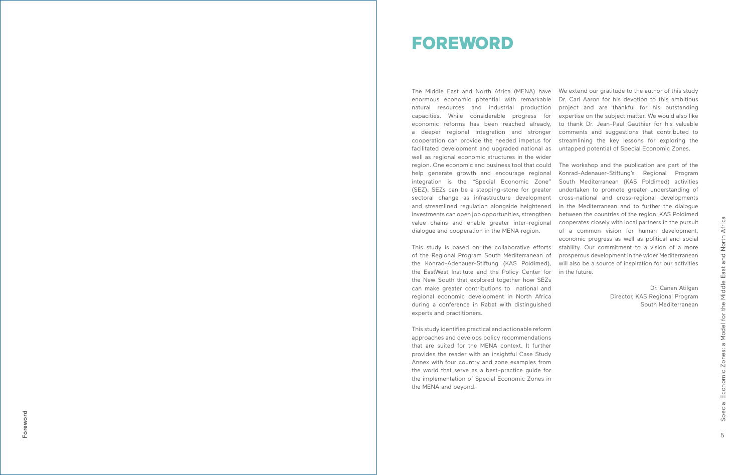# FOREWORD

The Middle East and North Africa (MENA) have enormous economic potential with remarkable natural resources and industrial production capacities. While considerable progress for economic reforms has been reached already, a deeper regional integration and stronger cooperation can provide the needed impetus for facilitated development and upgraded national as well as regional economic structures in the wider region. One economic and business tool that could help generate growth and encourage regional integration is the "Special Economic Zone" (SEZ). SEZs can be a stepping-stone for greater sectoral change as infrastructure development and streamlined regulation alongside heightened investments can open job opportunities, strengthen value chains and enable greater inter-regional dialogue and cooperation in the MENA region.

This study is based on the collaborative efforts of the Regional Program South Mediterranean of the Konrad-Adenauer-Stiftung (KAS Poldimed), the EastWest Institute and the Policy Center for the New South that explored together how SEZs can make greater contributions to national and regional economic development in North Africa during a conference in Rabat with distinguished experts and practitioners.

This study identifies practical and actionable reform approaches and develops policy recommendations that are suited for the MENA context. It further provides the reader with an insightful Case Study Annex with four country and zone examples from the world that serve as a best-practice guide for the implementation of Special Economic Zones in the MENA and beyond.

We extend our gratitude to the author of this study Dr. Carl Aaron for his devotion to this ambitious project and are thankful for his outstanding expertise on the subject matter. We would also like to thank Dr. Jean-Paul Gauthier for his valuable comments and suggestions that contributed to streamlining the key lessons for exploring the untapped potential of Special Economic Zones.

The workshop and the publication are part of the Konrad-Adenauer-Stiftung's Regional Program South Mediterranean (KAS Poldimed) activities undertaken to promote greater understanding of cross-national and cross-regional developments in the Mediterranean and to further the dialogue between the countries of the region. KAS Poldimed cooperates closely with local partners in the pursuit of a common vision for human development, economic progress as well as political and social stability. Our commitment to a vision of a more prosperous development in the wider Mediterranean will also be a source of inspiration for our activities in the future.

Dr. Canan Atilgan
Director, KAS Regional Program
South Mediterranean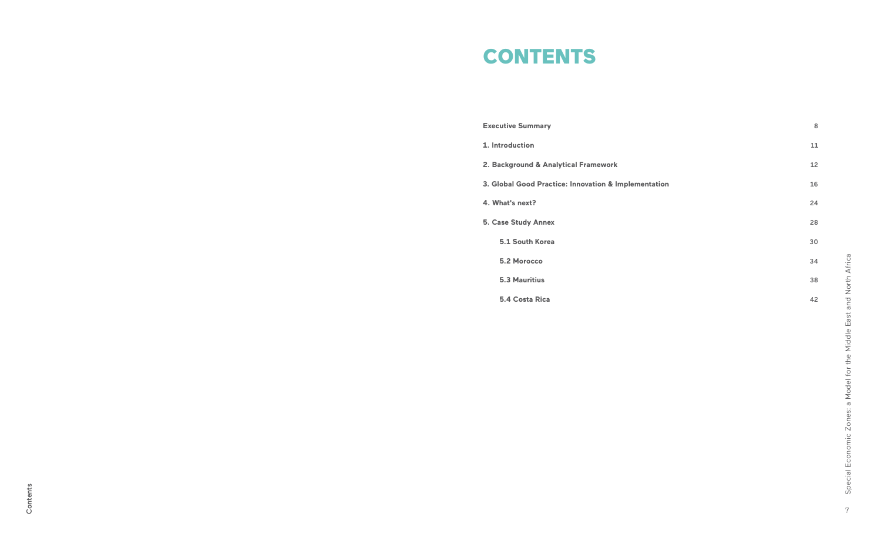# CONTENTS

| | |
|---|---|
| **Executive Summary** | 8 |
| **1. Introduction** | 11 |
| **2. Background & Analytical Framework** | 12 |
| **3. Global Good Practice: Innovation & Implementation** | 16 |
| **4. What's next?** | 24 |
| **5. Case Study Annex** | 28 |
| **5.1 South Korea** | 30 |
| **5.2 Morocco** | 34 |
| **5.3 Mauritius** | 38 |
| **5.4 Costa Rica** | 42 |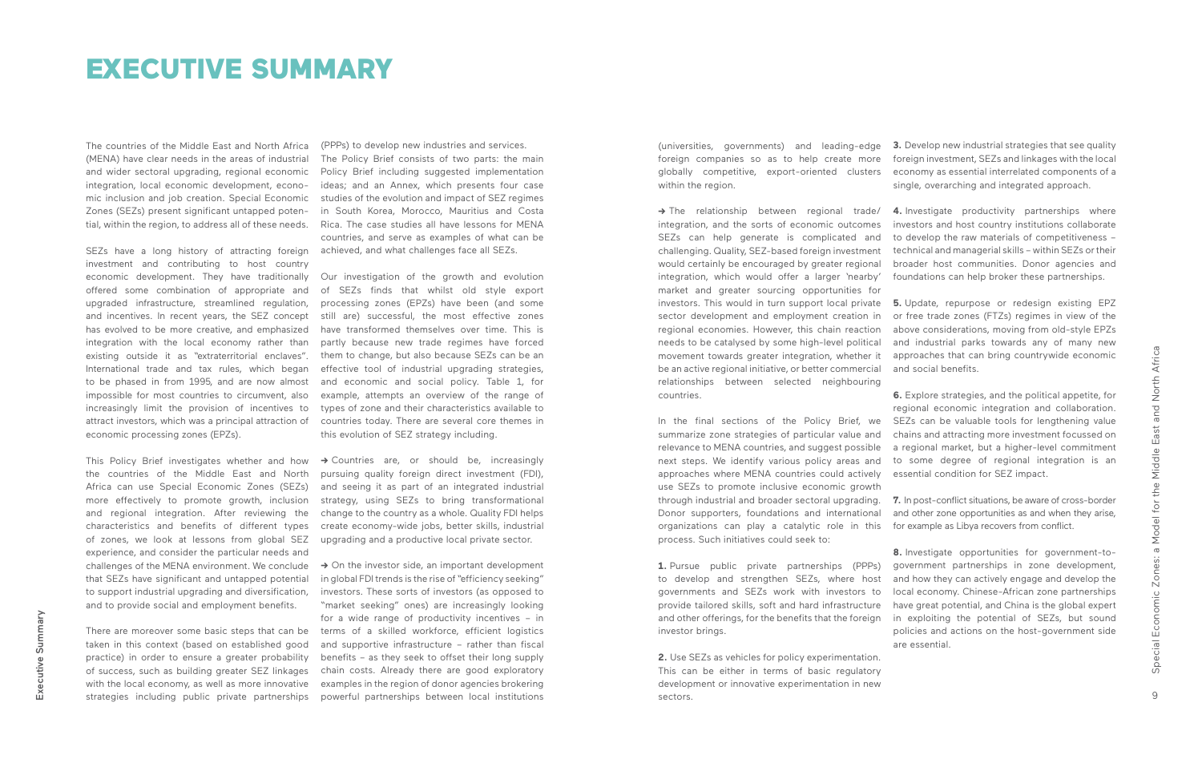# EXECUTIVE SUMMARY

The countries of the Middle East and North Africa (MENA) have clear needs in the areas of industrial and wider sectoral upgrading, regional economic integration, local economic development, economic inclusion and job creation. Special Economic Zones (SEZs) present significant untapped potential, within the region, to address all of these needs.

SEZs have a long history of attracting foreign investment and contributing to host country economic development. They have traditionally offered some combination of appropriate and upgraded infrastructure, streamlined regulation, and incentives. In recent years, the SEZ concept has evolved to be more creative, and emphasized integration with the local economy rather than existing outside it as "extraterritorial enclaves". International trade and tax rules, which began to be phased in from 1995, and are now almost impossible for most countries to circumvent, also increasingly limit the provision of incentives to attract investors, which was a principal attraction of economic processing zones (EPZs).

This Policy Brief investigates whether and how the countries of the Middle East and North Africa can use Special Economic Zones (SEZs) more effectively to promote growth, inclusion and regional integration. After reviewing the characteristics and benefits of different types of zones, we look at lessons from global SEZ experience, and consider the particular needs and challenges of the MENA environment. We conclude that SEZs have significant and untapped potential to support industrial upgrading and diversification, and to provide social and employment benefits.

There are moreover some basic steps that can be taken in this context (based on established good practice) in order to ensure a greater probability of success, such as building greater SEZ linkages with the local economy, as well as more innovative strategies including public private partnerships (PPPs) to develop new industries and services.

The Policy Brief consists of two parts: the main Policy Brief including suggested implementation ideas; and an Annex, which presents four case studies of the evolution and impact of SEZ regimes in South Korea, Morocco, Mauritius and Costa Rica. The case studies all have lessons for MENA countries, and serve as examples of what can be achieved, and what challenges face all SEZs.

Our investigation of the growth and evolution of SEZs finds that whilst old style export processing zones (EPZs) have been (and some still are) successful, the most effective zones have transformed themselves over time. This is partly because new trade regimes have forced them to change, but also because SEZs can be an effective tool of industrial upgrading strategies, and economic and social policy. Table 1, for example, attempts an overview of the range of types of zone and their characteristics available to countries today. There are several core themes in this evolution of SEZ strategy including.

→ Countries are, or should be, increasingly pursuing quality foreign direct investment (FDI), and seeing it as part of an integrated industrial strategy, using SEZs to bring transformational change to the country as a whole. Quality FDI helps create economy-wide jobs, better skills, industrial upgrading and a productive local private sector.

→ On the investor side, an important development in global FDI trends is the rise of "efficiency seeking" investors. These sorts of investors (as opposed to "market seeking" ones) are increasingly looking for a wide range of productivity incentives – in terms of a skilled workforce, efficient logistics and supportive infrastructure – rather than fiscal benefits – as they seek to offset their long supply chain costs. Already there are good exploratory examples in the region of donor agencies brokering powerful partnerships between local institutions (universities, governments) and leading-edge foreign companies so as to help create more globally competitive, export-oriented clusters within the region.

→ The relationship between regional trade/integration, and the sorts of economic outcomes SEZs can help generate is complicated and challenging. Quality, SEZ-based foreign investment would certainly be encouraged by greater regional integration, which would offer a larger 'nearby' market and greater sourcing opportunities for investors. This would in turn support local private sector development and employment creation in regional economies. However, this chain reaction needs to be catalysed by some high-level political movement towards greater integration, whether it be an active regional initiative, or better commercial relationships between selected neighbouring countries.

In the final sections of the Policy Brief, we summarize zone strategies of particular value and relevance to MENA countries, and suggest possible next steps. We identify various policy areas and approaches where MENA countries could actively use SEZs to promote inclusive economic growth through industrial and broader sectoral upgrading. Donor supporters, foundations and international organizations can play a catalytic role in this process. Such initiatives could seek to:

**1.** Pursue public private partnerships (PPPs) to develop and strengthen SEZs, where host governments and SEZs work with investors to provide tailored skills, soft and hard infrastructure and other offerings, for the benefits that the foreign investor brings.

**2.** Use SEZs as vehicles for policy experimentation. This can be either in terms of basic regulatory development or innovative experimentation in new sectors.

**3.** Develop new industrial strategies that see quality foreign investment, SEZs and linkages with the local economy as essential interrelated components of a single, overarching and integrated approach.

**4.** Investigate productivity partnerships where investors and host country institutions collaborate to develop the raw materials of competitiveness – technical and managerial skills – within SEZs or their broader host communities. Donor agencies and foundations can help broker these partnerships.

**5.** Update, repurpose or redesign existing EPZ or free trade zones (FTZs) regimes in view of the above considerations, moving from old-style EPZs and industrial parks towards any of many new approaches that can bring countrywide economic and social benefits.

**6.** Explore strategies, and the political appetite, for regional economic integration and collaboration. SEZs can be valuable tools for lengthening value chains and attracting more investment focussed on a regional market, but a higher-level commitment to some degree of regional integration is an essential condition for SEZ impact.

**7.** In post-conflict situations, be aware of cross-border and other zone opportunities as and when they arise, for example as Libya recovers from conflict.

**8.** Investigate opportunities for government-to-government partnerships in zone development, and how they can actively engage and develop the local economy. Chinese-African zone partnerships have great potential, and China is the global expert in exploiting the potential of SEZs, but sound policies and actions on the host-government side are essential.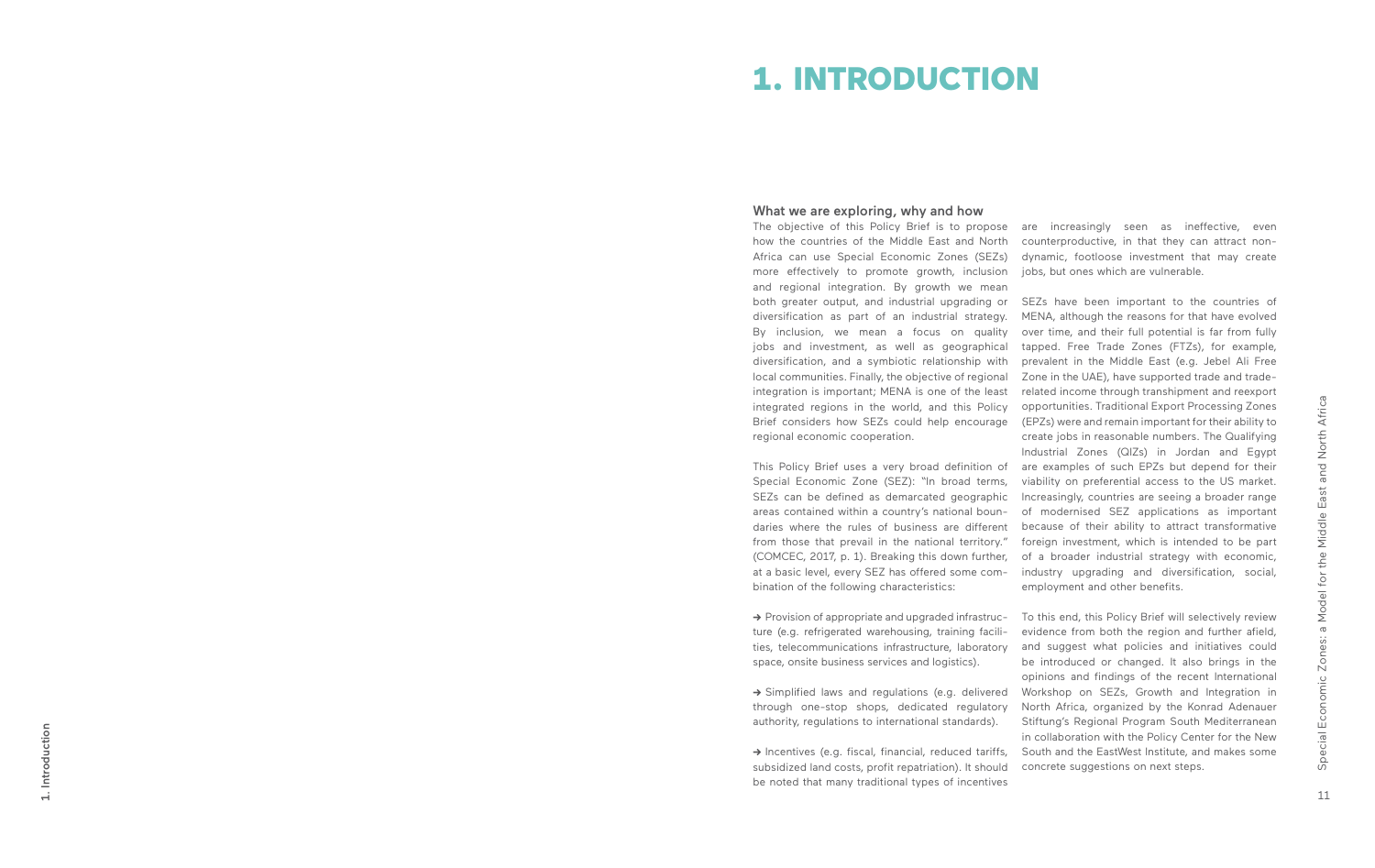# 1. INTRODUCTION

### What we are exploring, why and how

The objective of this Policy Brief is to propose how the countries of the Middle East and North Africa can use Special Economic Zones (SEZs) more effectively to promote growth, inclusion and regional integration. By growth we mean both greater output, and industrial upgrading or diversification as part of an industrial strategy. By inclusion, we mean a focus on quality jobs and investment, as well as geographical diversification, and a symbiotic relationship with local communities. Finally, the objective of regional integration is important; MENA is one of the least integrated regions in the world, and this Policy Brief considers how SEZs could help encourage regional economic cooperation.

This Policy Brief uses a very broad definition of Special Economic Zone (SEZ): "In broad terms, SEZs can be defined as demarcated geographic areas contained within a country's national boundaries where the rules of business are different from those that prevail in the national territory." (COMCEC, 2017, p. 1). Breaking this down further, at a basic level, every SEZ has offered some combination of the following characteristics:

➔ Provision of appropriate and upgraded infrastructure (e.g. refrigerated warehousing, training facilities, telecommunications infrastructure, laboratory space, onsite business services and logistics).

➔ Simplified laws and regulations (e.g. delivered through one-stop shops, dedicated regulatory authority, regulations to international standards).

➔ Incentives (e.g. fiscal, financial, reduced tariffs, subsidized land costs, profit repatriation). It should be noted that many traditional types of incentives are increasingly seen as ineffective, even counterproductive, in that they can attract non-dynamic, footloose investment that may create jobs, but ones which are vulnerable.

SEZs have been important to the countries of MENA, although the reasons for that have evolved over time, and their full potential is far from fully tapped. Free Trade Zones (FTZs), for example, prevalent in the Middle East (e.g. Jebel Ali Free Zone in the UAE), have supported trade and trade-related income through transhipment and reexport opportunities. Traditional Export Processing Zones (EPZs) were and remain important for their ability to create jobs in reasonable numbers. The Qualifying Industrial Zones (QIZs) in Jordan and Egypt are examples of such EPZs but depend for their viability on preferential access to the US market. Increasingly, countries are seeing a broader range of modernised SEZ applications as important because of their ability to attract transformative foreign investment, which is intended to be part of a broader industrial strategy with economic, industry upgrading and diversification, social, employment and other benefits.

To this end, this Policy Brief will selectively review evidence from both the region and further afield, and suggest what policies and initiatives could be introduced or changed. It also brings in the opinions and findings of the recent International Workshop on SEZs, Growth and Integration in North Africa, organized by the Konrad Adenauer Stiftung's Regional Program South Mediterranean in collaboration with the Policy Center for the New South and the EastWest Institute, and makes some concrete suggestions on next steps.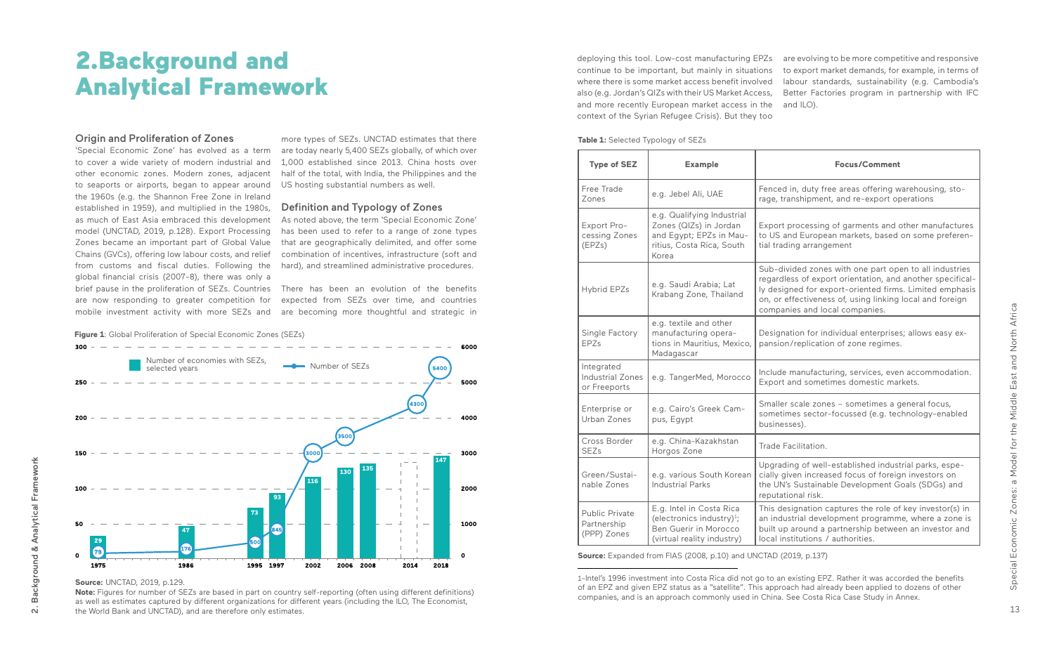# 2. Background and Analytical Framework

### Origin and Proliferation of Zones

'Special Economic Zone' has evolved as a term to cover a wide variety of modern industrial and other economic zones. Modern zones, adjacent to seaports or airports, began to appear around the 1960s (e.g. the Shannon Free Zone in Ireland established in 1959), and multiplied in the 1980s, as much of East Asia embraced this development model (UNCTAD, 2019, p.128). Export Processing Zones became an important part of Global Value Chains (GVCs), offering low labour costs, and relief from customs and fiscal duties. Following the global financial crisis (2007-8), there was only a brief pause in the proliferation of SEZs. Countries are now responding to greater competition for mobile investment activity with more SEZs and more types of SEZs. UNCTAD estimates that there are today nearly 5,400 SEZs globally, of which over 1,000 established since 2013. China hosts over half of the total, with India, the Philippines and the US hosting substantial numbers as well.

### Definition and Typology of Zones

As noted above, the term 'Special Economic Zone' has been used to refer to a range of zone types that are geographically delimited, and offer some combination of incentives, infrastructure (soft and hard), and streamlined administrative procedures.

There has been an evolution of the benefits expected from SEZs over time, and countries are becoming more thoughtful and strategic in deploying this tool. Low-cost manufacturing EPZs continue to be important, but mainly in situations where there is some market access benefit involved also (e.g. Jordan's QIZs with their US Market Access, and more recently European market access in the context of the Syrian Refugee Crisis). But they too are evolving to be more competitive and responsive to export market demands, for example, in terms of labour standards, sustainability (e.g. Cambodia's Better Factories program in partnership with IFC and ILO).

**Figure 1**: Global Proliferation of Special Economic Zones (SEZs)

| Year | Number of economies with SEZs, selected years | Number of SEZs |
|---|---|---|
| 1975 | 29 | 79 |
| 1986 | 47 | 176 |
| 1995 | 73 | 500 |
| 1997 | 93 | 845 |
| 2002 | 116 | 3000 |
| 2006 | 130 | 3500 |
| 2008 | 135 | |
| 2014 | | 4300 |
| 2018 | 147 | 5400 |

**Source:** UNCTAD, 2019, p.129.

**Note:** Figures for number of SEZs are based in part on country self-reporting (often using different definitions) as well as estimates captured by different organizations for different years (including the ILO, The Economist, the World Bank and UNCTAD), and are therefore only estimates.

**Table 1:** Selected Typology of SEZs

| Type of SEZ | Example | Focus/Comment |
|---|---|---|
| Free Trade Zones | e.g. Jebel Ali, UAE | Fenced in, duty free areas offering warehousing, storage, transhipment, and re-export operations |
| Export Processing Zones (EPZs) | e.g. Qualifying Industrial Zones (QIZs) in Jordan and Egypt; EPZs in Mauritius, Costa Rica, South Korea | Export processing of garments and other manufactures to US and European markets, based on some preferential trading arrangement |
| Hybrid EPZs | e.g. Saudi Arabia; Lat Krabang Zone, Thailand | Sub-divided zones with one part open to all industries regardless of export orientation, and another specifically designed for export-oriented firms. Limited emphasis on, or effectiveness of, using linking local and foreign companies and local companies. |
| Single Factory EPZs | e.g. textile and other manufacturing operations in Mauritius, Mexico, Madagascar | Designation for individual enterprises; allows easy expansion/replication of zone regimes. |
| Integrated Industrial Zones or Freeports | e.g. TangerMed, Morocco | Include manufacturing, services, even accommodation. Export and sometimes domestic markets. |
| Enterprise or Urban Zones | e.g. Cairo's Greek Campus, Egypt | Smaller scale zones – sometimes a general focus, sometimes sector-focussed (e.g. technology-enabled businesses). |
| Cross Border SEZs | e.g. China-Kazakhstan Horgos Zone | Trade Facilitation. |
| Green/Sustainable Zones | e.g. various South Korean Industrial Parks | Upgrading of well-established industrial parks, especially given increased focus of foreign investors on the UN's Sustainable Development Goals (SDGs) and reputational risk. |
| Public Private Partnership (PPP) Zones | E.g. Intel in Costa Rica (electronics industry)[1]; Ben Guerir in Morocco (virtual reality industry) | This designation captures the role of key investor(s) in an industrial development programme, where a zone is built up around a partnership between an investor and local institutions / authorities. |

**Source:** Expanded from FIAS (2008, p.10) and UNCTAD (2019, p.137)

1-Intel's 1996 investment into Costa Rica did not go to an existing EPZ. Rather it was accorded the benefits of an EPZ and given EPZ status as a "satellite". This approach had already been applied to dozens of other companies, and is an approach commonly used in China. See Costa Rica Case Study in Annex.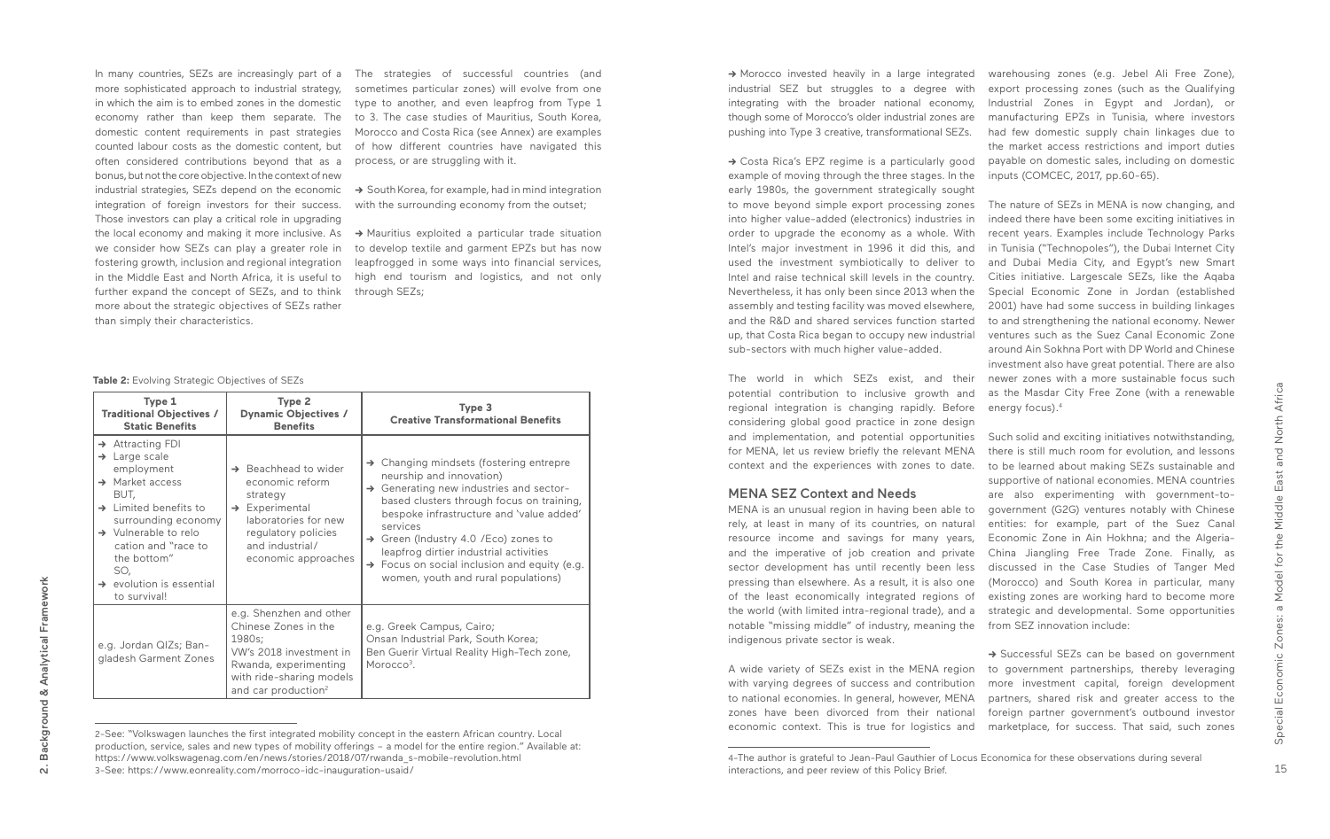In many countries, SEZs are increasingly part of a more sophisticated approach to industrial strategy, in which the aim is to embed zones in the domestic economy rather than keep them separate. The domestic content requirements in past strategies counted labour costs as the domestic content, but often considered contributions beyond that as a bonus, but not the core objective. In the context of new industrial strategies, SEZs depend on the economic integration of foreign investors for their success. Those investors can play a critical role in upgrading the local economy and making it more inclusive. As we consider how SEZs can play a greater role in fostering growth, inclusion and regional integration in the Middle East and North Africa, it is useful to further expand the concept of SEZs, and to think more about the strategic objectives of SEZs rather than simply their characteristics.

The strategies of successful countries (and sometimes particular zones) will evolve from one type to another, and even leapfrog from Type 1 to 3. The case studies of Mauritius, South Korea, Morocco and Costa Rica (see Annex) are examples of how different countries have navigated this process, or are struggling with it.

→ South Korea, for example, had in mind integration with the surrounding economy from the outset;

→ Mauritius exploited a particular trade situation to develop textile and garment EPZs but has now leapfrogged in some ways into financial services, high end tourism and logistics, and not only through SEZs;

**Table 2:** Evolving Strategic Objectives of SEZs

| Type 1 Traditional Objectives / Static Benefits | Type 2 Dynamic Objectives / Benefits | Type 3 Creative Transformational Benefits |
|---|---|---|
| → Attracting FDI<br>→ Large scale employment<br>→ Market access<br>BUT,<br>→ Limited benefits to surrounding economy<br>→ Vulnerable to relocation and "race to the bottom"<br>SO,<br>→ evolution is essential to survival! | → Beachhead to wider economic reform strategy<br>→ Experimental laboratories for new regulatory policies and industrial/economic approaches | → Changing mindsets (fostering entrepreneurship and innovation)<br>→ Generating new industries and sector-based clusters through focus on training, bespoke infrastructure and 'value added' services<br>→ Green (Industry 4.0 /Eco) zones to leapfrog dirtier industrial activities<br>→ Focus on social inclusion and equity (e.g. women, youth and rural populations) |
| e.g. Jordan QIZs; Bangladesh Garment Zones | e.g. Shenzhen and other Chinese Zones in the 1980s;<br>VW's 2018 investment in Rwanda, experimenting with ride-sharing models and car production[2] | e.g. Greek Campus, Cairo;<br>Onsan Industrial Park, South Korea;<br>Ben Guerir Virtual Reality High-Tech zone, Morocco[3]. |

→ Morocco invested heavily in a large integrated industrial SEZ but struggles to a degree with integrating with the broader national economy, though some of Morocco's older industrial zones are pushing into Type 3 creative, transformational SEZs.

→ Costa Rica's EPZ regime is a particularly good example of moving through the three stages. In the early 1980s, the government strategically sought to move beyond simple export processing zones into higher value-added (electronics) industries in order to upgrade the economy as a whole. With Intel's major investment in 1996 it did this, and used the investment symbiotically to deliver to Intel and raise technical skill levels in the country. Nevertheless, it has only been since 2013 when the assembly and testing facility was moved elsewhere, and the R&D and shared services function started up, that Costa Rica began to occupy new industrial sub-sectors with much higher value-added.

The world in which SEZs exist, and their potential contribution to inclusive growth and regional integration is changing rapidly. Before considering global good practice in zone design and implementation, and potential opportunities for MENA, let us review briefly the relevant MENA context and the experiences with zones to date.

## MENA SEZ Context and Needs

MENA is an unusual region in having been able to rely, at least in many of its countries, on natural resource income and savings for many years, and the imperative of job creation and private sector development has until recently been less pressing than elsewhere. As a result, it is also one of the least economically integrated regions of the world (with limited intra-regional trade), and a notable "missing middle" of industry, meaning the indigenous private sector is weak.

A wide variety of SEZs exist in the MENA region with varying degrees of success and contribution to national economies. In general, however, MENA zones have been divorced from their national economic context. This is true for logistics and warehousing zones (e.g. Jebel Ali Free Zone), export processing zones (such as the Qualifying Industrial Zones in Egypt and Jordan), or manufacturing EPZs in Tunisia, where investors had few domestic supply chain linkages due to the market access restrictions and import duties payable on domestic sales, including on domestic inputs (COMCEC, 2017, pp.60-65).

The nature of SEZs in MENA is now changing, and indeed there have been some exciting initiatives in recent years. Examples include Technology Parks in Tunisia ("Technopoles"), the Dubai Internet City and Dubai Media City, and Egypt's new Smart Cities initiative. Largescale SEZs, like the Aqaba Special Economic Zone in Jordan (established 2001) have had some success in building linkages to and strengthening the national economy. Newer ventures such as the Suez Canal Economic Zone around Ain Sokhna Port with DP World and Chinese investment also have great potential. There are also newer zones with a more sustainable focus such as the Masdar City Free Zone (with a renewable energy focus).[4]

Such solid and exciting initiatives notwithstanding, there is still much room for evolution, and lessons to be learned about making SEZs sustainable and supportive of national economies. MENA countries are also experimenting with government-to-government (G2G) ventures notably with Chinese entities: for example, part of the Suez Canal Economic Zone in Ain Hokhna; and the Algeria-China Jiangling Free Trade Zone. Finally, as discussed in the Case Studies of Tanger Med (Morocco) and South Korea in particular, many existing zones are working hard to become more strategic and developmental. Some opportunities from SEZ innovation include:

→ Successful SEZs can be based on government to government partnerships, thereby leveraging more investment capital, foreign development partners, shared risk and greater access to the foreign partner government's outbound investor marketplace, for success. That said, such zones

---

2-See: "Volkswagen launches the first integrated mobility concept in the eastern African country. Local production, service, sales and new types of mobility offerings – a model for the entire region." Available at: https://www.volkswagenag.com/en/news/stories/2018/07/rwanda_s-mobile-revolution.html

3-See: https://www.eonreality.com/morroco-idc-inauguration-usaid/

4-The author is grateful to Jean-Paul Gauthier of Locus Economica for these observations during several interactions, and peer review of this Policy Brief.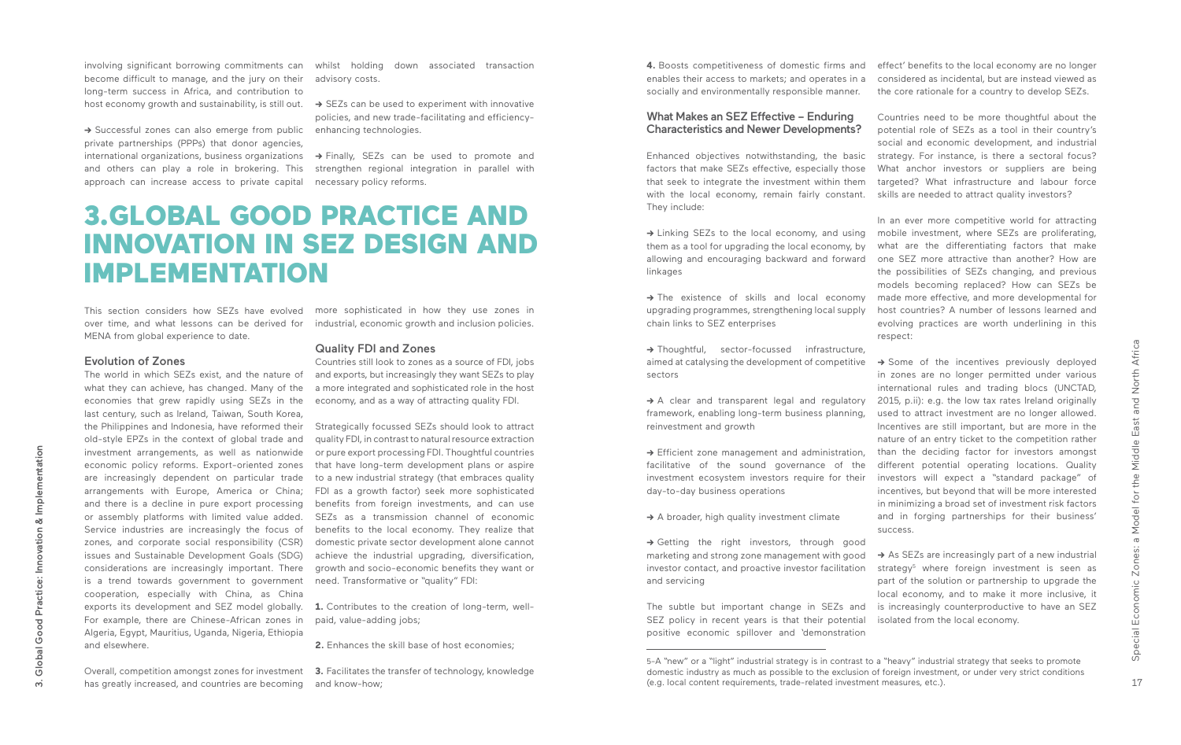involving significant borrowing commitments can become difficult to manage, and the jury on their long-term success in Africa, and contribution to host economy growth and sustainability, is still out.

→ Successful zones can also emerge from public private partnerships (PPPs) that donor agencies, international organizations, business organizations and others can play a role in brokering. This approach can increase access to private capital whilst holding down associated transaction advisory costs.

→ SEZs can be used to experiment with innovative policies, and new trade-facilitating and efficiency-enhancing technologies.

→ Finally, SEZs can be used to promote and strengthen regional integration in parallel with necessary policy reforms.

# 3.GLOBAL GOOD PRACTICE AND INNOVATION IN SEZ DESIGN AND IMPLEMENTATION

This section considers how SEZs have evolved over time, and what lessons can be derived for MENA from global experience to date.

## Evolution of Zones

The world in which SEZs exist, and the nature of what they can achieve, has changed. Many of the economies that grew rapidly using SEZs in the last century, such as Ireland, Taiwan, South Korea, the Philippines and Indonesia, have reformed their old-style EPZs in the context of global trade and investment arrangements, as well as nationwide economic policy reforms. Export-oriented zones are increasingly dependent on particular trade arrangements with Europe, America or China; and there is a decline in pure export processing or assembly platforms with limited value added. Service industries are increasingly the focus of zones, and corporate social responsibility (CSR) issues and Sustainable Development Goals (SDG) considerations are increasingly important. There is a trend towards government to government cooperation, especially with China, as China exports its development and SEZ model globally. For example, there are Chinese-African zones in Algeria, Egypt, Mauritius, Uganda, Nigeria, Ethiopia and elsewhere.

Overall, competition amongst zones for investment has greatly increased, and countries are becoming more sophisticated in how they use zones in industrial, economic growth and inclusion policies.

## Quality FDI and Zones

Countries still look to zones as a source of FDI, jobs and exports, but increasingly they want SEZs to play a more integrated and sophisticated role in the host economy, and as a way of attracting quality FDI.

Strategically focussed SEZs should look to attract quality FDI, in contrast to natural resource extraction or pure export processing FDI. Thoughtful countries that have long-term development plans or aspire to a new industrial strategy (that embraces quality FDI as a growth factor) seek more sophisticated benefits from foreign investments, and can use SEZs as a transmission channel of economic benefits to the local economy. They realize that domestic private sector development alone cannot achieve the industrial upgrading, diversification, growth and socio-economic benefits they want or need. Transformative or "quality" FDI:

**1.** Contributes to the creation of long-term, well-paid, value-adding jobs;

**2.** Enhances the skill base of host economies;

**3.** Facilitates the transfer of technology, knowledge and know-how;

**4.** Boosts competitiveness of domestic firms and enables their access to markets; and operates in a socially and environmentally responsible manner.

## What Makes an SEZ Effective – Enduring Characteristics and Newer Developments?

Enhanced objectives notwithstanding, the basic factors that make SEZs effective, especially those that seek to integrate the investment within them with the local economy, remain fairly constant. They include:

→ Linking SEZs to the local economy, and using them as a tool for upgrading the local economy, by allowing and encouraging backward and forward linkages

→ The existence of skills and local economy upgrading programmes, strengthening local supply chain links to SEZ enterprises

→ Thoughtful, sector-focussed infrastructure, aimed at catalysing the development of competitive sectors

→ A clear and transparent legal and regulatory framework, enabling long-term business planning, reinvestment and growth

→ Efficient zone management and administration, facilitative of the sound governance of the investment ecosystem investors require for their day-to-day business operations

→ A broader, high quality investment climate

→ Getting the right investors, through good marketing and strong zone management with good investor contact, and proactive investor facilitation and servicing

The subtle but important change in SEZs and SEZ policy in recent years is that their potential positive economic spillover and 'demonstration effect' benefits to the local economy are no longer considered as incidental, but are instead viewed as the core rationale for a country to develop SEZs.

Countries need to be more thoughtful about the potential role of SEZs as a tool in their country's social and economic development, and industrial strategy. For instance, is there a sectoral focus? What anchor investors or suppliers are being targeted? What infrastructure and labour force skills are needed to attract quality investors?

In an ever more competitive world for attracting mobile investment, where SEZs are proliferating, what are the differentiating factors that make one SEZ more attractive than another? How are the possibilities of SEZs changing, and previous models becoming replaced? How can SEZs be made more effective, and more developmental for host countries? A number of lessons learned and evolving practices are worth underlining in this respect:

→ Some of the incentives previously deployed in zones are no longer permitted under various international rules and trading blocs (UNCTAD, 2015, p.ii): e.g. the low tax rates Ireland originally used to attract investment are no longer allowed. Incentives are still important, but are more in the nature of an entry ticket to the competition rather than the deciding factor for investors amongst different potential operating locations. Quality investors will expect a "standard package" of incentives, but beyond that will be more interested in minimizing a broad set of investment risk factors and in forging partnerships for their business' success.

→ As SEZs are increasingly part of a new industrial strategy[5] where foreign investment is seen as part of the solution or partnership to upgrade the local economy, and to make it more inclusive, it is increasingly counterproductive to have an SEZ isolated from the local economy.

5-A "new" or a "light" industrial strategy is in contrast to a "heavy" industrial strategy that seeks to promote domestic industry as much as possible to the exclusion of foreign investment, or under very strict conditions (e.g. local content requirements, trade-related investment measures, etc.).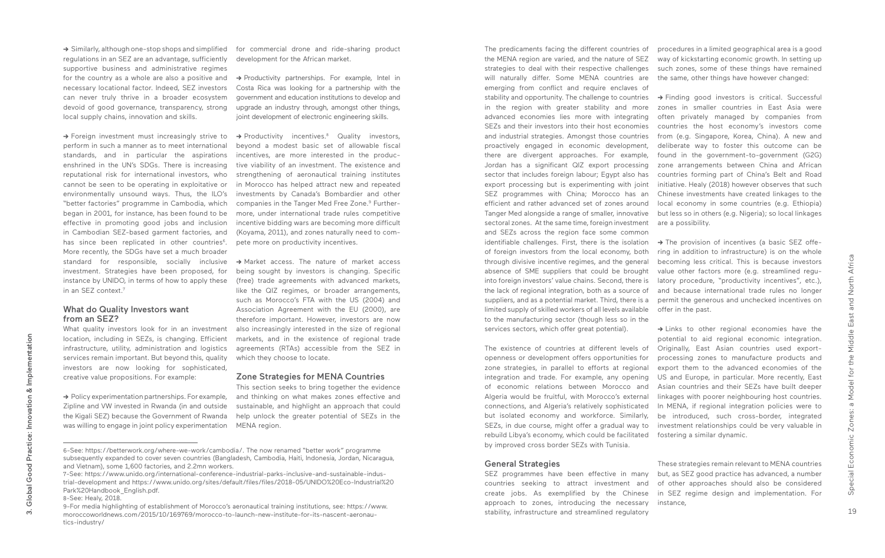→ Similarly, although one-stop shops and simplified regulations in an SEZ are an advantage, sufficiently supportive business and administrative regimes for the country as a whole are also a positive and necessary locational factor. Indeed, SEZ investors can never truly thrive in a broader ecosystem devoid of good governance, transparency, strong local supply chains, innovation and skills.

→ Foreign investment must increasingly strive to perform in such a manner as to meet international standards, and in particular the aspirations enshrined in the UN's SDGs. There is increasing reputational risk for international investors, who cannot be seen to be operating in exploitative or environmentally unsound ways. Thus, the ILO's "better factories" programme in Cambodia, which began in 2001, for instance, has been found to be effective in promoting good jobs and inclusion in Cambodian SEZ-based garment factories, and has since been replicated in other countries[6]. More recently, the SDGs have set a much broader standard for responsible, socially inclusive investment. Strategies have been proposed, for instance by UNIDO, in terms of how to apply these in an SEZ context.[7]

## What do Quality Investors want from an SEZ?

What quality investors look for in an investment location, including in SEZs, is changing. Efficient infrastructure, utility, administration and logistics services remain important. But beyond this, quality investors are now looking for sophisticated, creative value propositions. For example:

→ Policy experimentation partnerships. For example, Zipline and VW invested in Rwanda (in and outside the Kigali SEZ) because the Government of Rwanda was willing to engage in joint policy experimentation for commercial drone and ride-sharing product development for the African market.

→ Productivity partnerships. For example, Intel in Costa Rica was looking for a partnership with the government and education institutions to develop and upgrade an industry through, amongst other things, joint development of electronic engineering skills.

→ Productivity incentives.[8] Quality investors, beyond a modest basic set of allowable fiscal incentives, are more interested in the productive viability of an investment. The existence and strengthening of aeronautical training institutes in Morocco has helped attract new and repeated investments by Canada's Bombardier and other companies in the Tanger Med Free Zone.[9] Furthermore, under international trade rules competitive incentive bidding wars are becoming more difficult (Koyama, 2011), and zones naturally need to compete more on productivity incentives.

→ Market access. The nature of market access being sought by investors is changing. Specific (free) trade agreements with advanced markets, like the QIZ regimes, or broader arrangements, such as Morocco's FTA with the US (2004) and Association Agreement with the EU (2000), are therefore important. However, investors are now also increasingly interested in the size of regional markets, and in the existence of regional trade agreements (RTAs) accessible from the SEZ in which they choose to locate.

## Zone Strategies for MENA Countries

This section seeks to bring together the evidence and thinking on what makes zones effective and sustainable, and highlight an approach that could help unlock the greater potential of SEZs in the MENA region.

The predicaments facing the different countries of the MENA region are varied, and the nature of SEZ strategies to deal with their respective challenges will naturally differ. Some MENA countries are emerging from conflict and require enclaves of stability and opportunity. The challenge to countries in the region with greater stability and more advanced economies lies more with integrating SEZs and their investors into their host economies and industrial strategies. Amongst those countries proactively engaged in economic development, there are divergent approaches. For example, Jordan has a significant QIZ export processing sector that includes foreign labour; Egypt also has export processing but is experimenting with joint SEZ programmes with China; Morocco has an efficient and rather advanced set of zones around Tanger Med alongside a range of smaller, innovative sectoral zones. At the same time, foreign investment and SEZs across the region face some common identifiable challenges. First, there is the isolation of foreign investors from the local economy, both through divisive incentive regimes, and the general absence of SME suppliers that could be brought into foreign investors' value chains. Second, there is the lack of regional integration, both as a source of suppliers, and as a potential market. Third, there is a limited supply of skilled workers of all levels available to the manufacturing sector (though less so in the services sectors, which offer great potential).

The existence of countries at different levels of openness or development offers opportunities for zone strategies, in parallel to efforts at regional integration and trade. For example, any opening of economic relations between Morocco and Algeria would be fruitful, with Morocco's external connections, and Algeria's relatively sophisticated but isolated economy and workforce. Similarly, SEZs, in due course, might offer a gradual way to rebuild Libya's economy, which could be facilitated by improved cross border SEZs with Tunisia.

### General Strategies

SEZ programmes have been effective in many countries seeking to attract investment and create jobs. As exemplified by the Chinese approach to zones, introducing the necessary stability, infrastructure and streamlined regulatory procedures in a limited geographical area is a good way of kickstarting economic growth. In setting up such zones, some of these things have remained the same, other things have however changed:

→ Finding good investors is critical. Successful zones in smaller countries in East Asia were often privately managed by companies from countries the host economy's investors come from (e.g. Singapore, Korea, China). A new and deliberate way to foster this outcome can be found in the government-to-government (G2G) zone arrangements between China and African countries forming part of China's Belt and Road initiative. Healy (2018) however observes that such Chinese investments have created linkages to the local economy in some countries (e.g. Ethiopia) but less so in others (e.g. Nigeria); so local linkages are a possibility.

→ The provision of incentives (a basic SEZ offering in addition to infrastructure) is on the whole becoming less critical. This is because investors value other factors more (e.g. streamlined regulatory procedure, "productivity incentives", etc.), and because international trade rules no longer permit the generous and unchecked incentives on offer in the past.

→ Links to other regional economies have the potential to aid regional economic integration. Originally, East Asian countries used export-processing zones to manufacture products and export them to the advanced economies of the US and Europe, in particular. More recently, East Asian countries and their SEZs have built deeper linkages with poorer neighbouring host countries. In MENA, if regional integration policies were to be introduced, such cross-border, integrated investment relationships could be very valuable in fostering a similar dynamic.

These strategies remain relevant to MENA countries but, as SEZ good practice has advanced, a number of other approaches should also be considered in SEZ regime design and implementation. For instance,

---

6-See: https://betterwork.org/where-we-work/cambodia/. The now renamed "better work" programme subsequently expanded to cover seven countries (Bangladesh, Cambodia, Haiti, Indonesia, Jordan, Nicaragua, and Vietnam), some 1,600 factories, and 2.2mn workers.

7-See: https://www.unido.org/international-conference-industrial-parks-inclusive-and-sustainable-industrial-development and https://www.unido.org/sites/default/files/files/2018-05/UNIDO%20Eco-Industrial%20Park%20Handbook_English.pdf.

8-See: Healy, 2018.

9-For media highlighting of establishment of Morocco's aeronautical training institutions, see: https://www.moroccoworldnews.com/2015/10/169769/morocco-to-launch-new-institute-for-its-nascent-aeronautics-industry/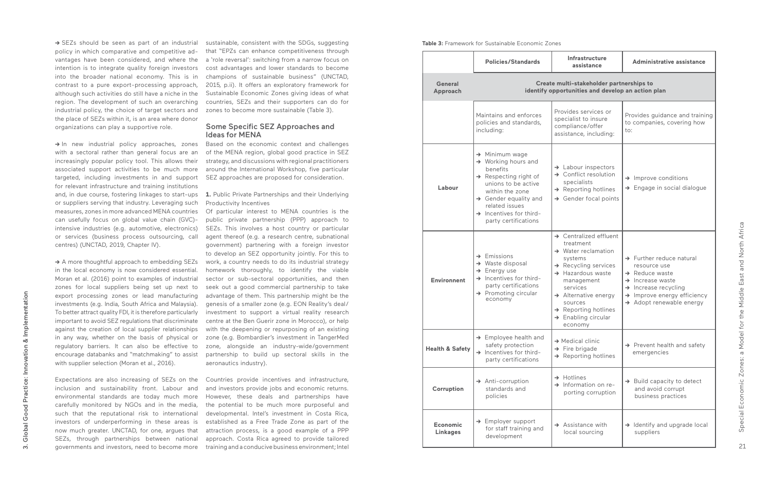→ SEZs should be seen as part of an industrial policy in which comparative and competitive advantages have been considered, and where the intention is to integrate quality foreign investors into the broader national economy. This is in contrast to a pure export-processing approach, although such activities do still have a niche in the region. The development of such an overarching industrial policy, the choice of target sectors and the place of SEZs within it, is an area where donor organizations can play a supportive role.

→ In new industrial policy approaches, zones with a sectoral rather than general focus are an increasingly popular policy tool. This allows their associated support activities to be much more targeted, including investments in and support for relevant infrastructure and training institutions and, in due course, fostering linkages to start-ups or suppliers serving that industry. Leveraging such measures, zones in more advanced MENA countries can usefully focus on global value chain (GVC)-intensive industries (e.g. automotive, electronics) or services (business process outsourcing, call centres) (UNCTAD, 2019, Chapter IV).

→ A more thoughtful approach to embedding SEZs in the local economy is now considered essential. Moran et al. (2016) point to examples of industrial zones for local suppliers being set up next to export processing zones or lead manufacturing investments (e.g. India, South Africa and Malaysia). To better attract quality FDI, it is therefore particularly important to avoid SEZ regulations that discriminate against the creation of local supplier relationships in any way, whether on the basis of physical or regulatory barriers. It can also be effective to encourage databanks and "matchmaking" to assist with supplier selection (Moran et al., 2016).

Expectations are also increasing of SEZs on the inclusion and sustainability front. Labour and environmental standards are today much more carefully monitored by NGOs and in the media, such that the reputational risk to international investors of underperforming in these areas is now much greater. UNCTAD, for one, argues that SEZs, through partnerships between national governments and investors, need to become more sustainable, consistent with the SDGs, suggesting that "EPZs can enhance competitiveness through a 'role reversal': switching from a narrow focus on cost advantages and lower standards to become champions of sustainable business" (UNCTAD, 2015, p.ii). It offers an exploratory framework for Sustainable Economic Zones giving ideas of what countries, SEZs and their supporters can do for zones to become more sustainable (Table 3).

## Some Specific SEZ Approaches and Ideas for MENA

Based on the economic context and challenges of the MENA region, global good practice in SEZ strategy, and discussions with regional practitioners around the International Workshop, five particular SEZ approaches are proposed for consideration.

**1.** Public Private Partnerships and their Underlying Productivity Incentives

Of particular interest to MENA countries is the public private partnership (PPP) approach to SEZs. This involves a host country or particular agent thereof (e.g. a research centre, subnational government) partnering with a foreign investor to develop an SEZ opportunity jointly. For this to work, a country needs to do its industrial strategy homework thoroughly, to identify the viable sector or sub-sectoral opportunities, and then seek out a good commercial partnership to take advantage of them. This partnership might be the genesis of a smaller zone (e.g. EON Reality's deal/investment to support a virtual reality research centre at the Ben Guerir zone in Morocco), or help with the deepening or repurposing of an existing zone (e.g. Bombardier's investment in TangerMed zone, alongside an industry-wide/government partnership to build up sectoral skills in the aeronautics industry).

Countries provide incentives and infrastructure, and investors provide jobs and economic returns. However, these deals and partnerships have the potential to be much more purposeful and developmental. Intel's investment in Costa Rica, established as a Free Trade Zone as part of the attraction process, is a good example of a PPP approach. Costa Rica agreed to provide tailored training and a conducive business environment; Intel

**Table 3:** Framework for Sustainable Economic Zones

| | Policies/Standards | Infrastructure assistance | Administrative assistance |
|---|---|---|---|
| **General Approach** | **Create multi-stakeholder partnerships to identify opportunities and develop an action plan** | | |
| | Maintains and enforces policies and standards, including: | Provides services or specialist to insure compliance/offer assistance, including: | Provides guidance and training to companies, covering how to: |
| **Labour** | → Minimum wage<br>→ Working hours and benefits<br>→ Respecting right of unions to be active within the zone<br>→ Gender equality and related issues<br>→ Incentives for third-party certifications | → Labour inspectors<br>→ Conflict resolution specialists<br>→ Reporting hotlines<br>→ Gender focal points | → Improve conditions<br>→ Engage in social dialogue |
| **Environnent** | → Emissions<br>→ Waste disposal<br>→ Energy use<br>→ Incentives for third-party certifications<br>→ Promoting circular economy | → Centralized effluent treatment<br>→ Water reclamation systems<br>→ Recycling services<br>→ Hazardous waste management services<br>→ Alternative energy sources<br>→ Reporting hotlines<br>→ Enabling circular economy | → Further reduce natural resource use<br>→ Reduce waste<br>→ Increase waste<br>→ Increase recycling<br>→ Improve energy efficiency<br>→ Adopt renewable energy |
| **Health & Safety** | → Employee health and safety protection<br>→ Incentives for third-party certifications | → Medical clinic<br>→ Fire brigade<br>→ Reporting hotlines | → Prevent health and safety emergencies |
| **Corruption** | → Anti-corruption standards and policies | → Hotlines<br>→ Information on reporting corruption | → Build capacity to detect and avoid corrupt business practices |
| **Economic Linkages** | → Employer support for staff training and development | → Assistance with local sourcing | → Identify and upgrade local suppliers |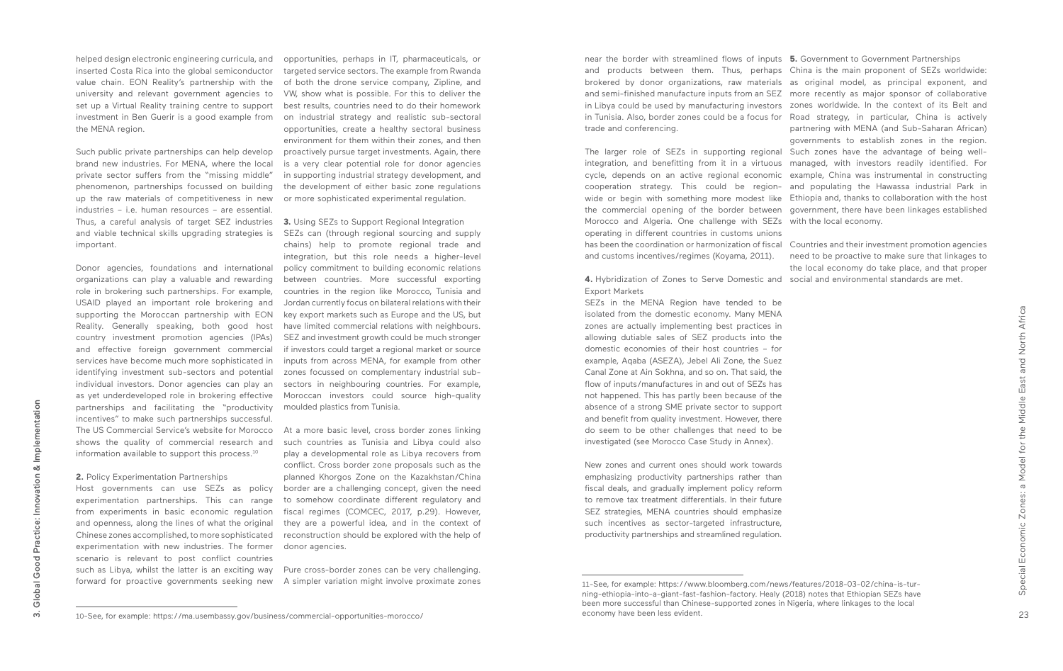helped design electronic engineering curricula, and inserted Costa Rica into the global semiconductor value chain. EON Reality's partnership with the university and relevant government agencies to set up a Virtual Reality training centre to support investment in Ben Guerir is a good example from the MENA region.

Such public private partnerships can help develop brand new industries. For MENA, where the local private sector suffers from the "missing middle" phenomenon, partnerships focussed on building up the raw materials of competitiveness in new industries – i.e. human resources – are essential. Thus, a careful analysis of target SEZ industries and viable technical skills upgrading strategies is important.

Donor agencies, foundations and international organizations can play a valuable and rewarding role in brokering such partnerships. For example, USAID played an important role brokering and supporting the Moroccan partnership with EON Reality. Generally speaking, both good host country investment promotion agencies (IPAs) and effective foreign government commercial services have become much more sophisticated in identifying investment sub-sectors and potential individual investors. Donor agencies can play an as yet underdeveloped role in brokering effective partnerships and facilitating the "productivity incentives" to make such partnerships successful. The US Commercial Service's website for Morocco shows the quality of commercial research and information available to support this process.[10]

**2.** Policy Experimentation Partnerships

Host governments can use SEZs as policy experimentation partnerships. This can range from experiments in basic economic regulation and openness, along the lines of what the original Chinese zones accomplished, to more sophisticated experimentation with new industries. The former scenario is relevant to post conflict countries such as Libya, whilst the latter is an exciting way forward for proactive governments seeking new opportunities, perhaps in IT, pharmaceuticals, or targeted service sectors. The example from Rwanda of both the drone service company, Zipline, and VW, show what is possible. For this to deliver the best results, countries need to do their homework on industrial strategy and realistic sub-sectoral opportunities, create a healthy sectoral business environment for them within their zones, and then proactively pursue target investments. Again, there is a very clear potential role for donor agencies in supporting industrial strategy development, and the development of either basic zone regulations or more sophisticated experimental regulation.

**3.** Using SEZs to Support Regional Integration

SEZs can (through regional sourcing and supply chains) help to promote regional trade and integration, but this role needs a higher-level policy commitment to building economic relations between countries. More successful exporting countries in the region like Morocco, Tunisia and Jordan currently focus on bilateral relations with their key export markets such as Europe and the US, but have limited commercial relations with neighbours. SEZ and investment growth could be much stronger if investors could target a regional market or source inputs from across MENA, for example from other zones focussed on complementary industrial sub-sectors in neighbouring countries. For example, Moroccan investors could source high-quality moulded plastics from Tunisia.

At a more basic level, cross border zones linking such countries as Tunisia and Libya could also play a developmental role as Libya recovers from conflict. Cross border zone proposals such as the planned Khorgos Zone on the Kazakhstan/China border are a challenging concept, given the need to somehow coordinate different regulatory and fiscal regimes (COMCEC, 2017, p.29). However, they are a powerful idea, and in the context of reconstruction should be explored with the help of donor agencies.

Pure cross-border zones can be very challenging. A simpler variation might involve proximate zones near the border with streamlined flows of inputs and products between them. Thus, perhaps brokered by donor organizations, raw materials and semi-finished manufacture inputs from an SEZ in Libya could be used by manufacturing investors in Tunisia. Also, border zones could be a focus for trade and conferencing.

The larger role of SEZs in supporting regional integration, and benefitting from it in a virtuous cycle, depends on an active regional economic cooperation strategy. This could be region-wide or begin with something more modest like the commercial opening of the border between Morocco and Algeria. One challenge with SEZs operating in different countries in customs unions has been the coordination or harmonization of fiscal and customs incentives/regimes (Koyama, 2011).

**4.** Hybridization of Zones to Serve Domestic and Export Markets

SEZs in the MENA Region have tended to be isolated from the domestic economy. Many MENA zones are actually implementing best practices in allowing dutiable sales of SEZ products into the domestic economies of their host countries – for example, Aqaba (ASEZA), Jebel Ali Zone, the Suez Canal Zone at Ain Sokhna, and so on. That said, the flow of inputs/manufactures in and out of SEZs has not happened. This has partly been because of the absence of a strong SME private sector to support and benefit from quality investment. However, there do seem to be other challenges that need to be investigated (see Morocco Case Study in Annex).

New zones and current ones should work towards emphasizing productivity partnerships rather than fiscal deals, and gradually implement policy reform to remove tax treatment differentials. In their future SEZ strategies, MENA countries should emphasize such incentives as sector-targeted infrastructure, productivity partnerships and streamlined regulation.

**5.** Government to Government Partnerships

China is the main proponent of SEZs worldwide: as original model, as principal exponent, and more recently as major sponsor of collaborative zones worldwide. In the context of its Belt and Road strategy, in particular, China is actively partnering with MENA (and Sub-Saharan African) governments to establish zones in the region. Such zones have the advantage of being well-managed, with investors readily identified. For example, China was instrumental in constructing and populating the Hawassa industrial Park in Ethiopia and, thanks to collaboration with the host government, there have been linkages established with the local economy.

Countries and their investment promotion agencies need to be proactive to make sure that linkages to the local economy do take place, and that proper social and environmental standards are met.

---

10-See, for example: https://ma.usembassy.gov/business/commercial-opportunities-morocco/

11-See, for example: https://www.bloomberg.com/news/features/2018-03-02/china-is-turning-ethiopia-into-a-giant-fast-fashion-factory. Healy (2018) notes that Ethiopian SEZs have been more successful than Chinese-supported zones in Nigeria, where linkages to the local economy have been less evident.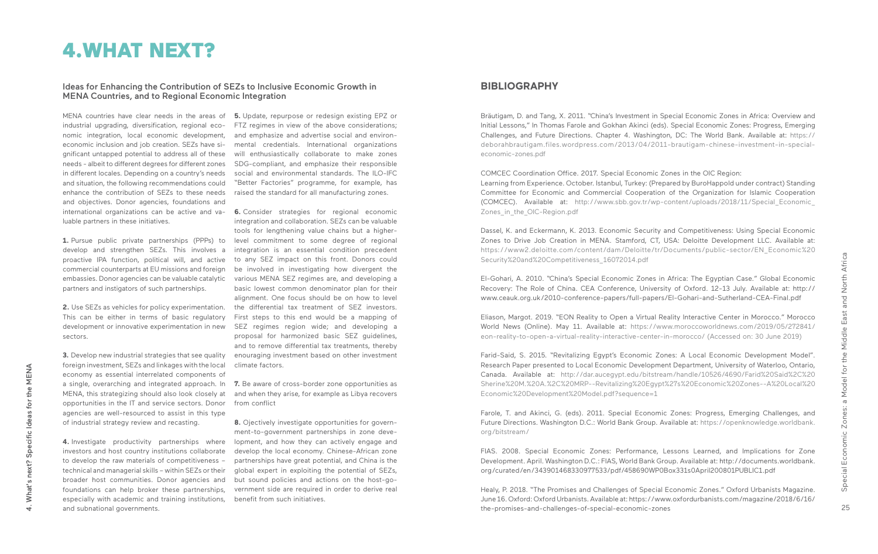# 4.WHAT NEXT?

## Ideas for Enhancing the Contribution of SEZs to Inclusive Growth in MENA Countries, and to Regional Economic Integration

MENA countries have clear needs in the areas of industrial upgrading, diversification, regional economic integration, local economic development, economic inclusion and job creation. SEZs have significant untapped potential to address all of these needs - albeit to different degrees for different zones in different locales. Depending on a country's needs and situation, the following recommendations could enhance the contribution of SEZs to these needs and objectives. Donor agencies, foundations and international organizations can be active and valuable partners in these initiatives.

**1.** Pursue public private partnerships (PPPs) to develop and strengthen SEZs. This involves a proactive IPA function, political will, and active commercial counterparts at EU missions and foreign embassies. Donor agencies can be valuable catalytic partners and instigators of such partnerships.

**2.** Use SEZs as vehicles for policy experimentation. This can be either in terms of basic regulatory development or innovative experimentation in new sectors.

**3.** Develop new industrial strategies that see quality foreign investment, SEZs and linkages with the local economy as essential interrelated components of a single, overarching and integrated approach. In MENA, this strategizing should also look closely at opportunities in the IT and service sectors. Donor agencies are well-resourced to assist in this type of industrial strategy review and recasting.

**4.** Investigate productivity partnerships where investors and host country institutions collaborate to develop the raw materials of competitiveness – technical and managerial skills – within SEZs or their broader host communities. Donor agencies and foundations can help broker these partnerships, especially with academic and training institutions, and subnational governments.

**5.** Update, repurpose or redesign existing EPZ or FTZ regimes in view of the above considerations; and emphasize and advertise social and environmental credentials. International organizations will enthusiastically collaborate to make zones SDG-compliant, and emphasize their responsible social and environmental standards. The ILO-IFC "Better Factories" programme, for example, has raised the standard for all manufacturing zones.

**6.** Consider strategies for regional economic integration and collaboration. SEZs can be valuable tools for lengthening value chains but a higher-level commitment to some degree of regional integration is an essential condition precedent to any SEZ impact on this front. Donors could be involved in investigating how divergent the various MENA SEZ regimes are, and developing a basic lowest common denominator plan for their alignment. One focus should be on how to level the differential tax treatment of SEZ investors. First steps to this end would be a mapping of SEZ regimes region wide; and developing a proposal for harmonized basic SEZ guidelines, and to remove differential tax treatments, thereby enouraging investment based on other investment climate factors.

**7.** Be aware of cross-border zone opportunities as and when they arise, for example as Libya recovers from conflict

**8.** Objectively investigate opportunities for government-to-government partnerships in zone development, and how they can actively engage and develop the local economy. Chinese-African zone partnerships have great potential, and China is the global expert in exploiting the potential of SEZs, but sound policies and actions on the host-government side are required in order to derive real benefit from such initiatives.

## BIBLIOGRAPHY

Bräutigam, D. and Tang, X. 2011. "China's Investment in Special Economic Zones in Africa: Overview and Initial Lessons," In Thomas Farole and Gokhan Akinci (eds). Special Economic Zones: Progress, Emerging Challenges, and Future Directions. Chapter 4. Washington, DC: The World Bank. Available at: https://deborahbrautigam.files.wordpress.com/2013/04/2011-brautigam-chinese-investment-in-special-economic-zones.pdf

COMCEC Coordination Office. 2017. Special Economic Zones in the OIC Region: Learning from Experience. October. Istanbul, Turkey: (Prepared by BuroHappold under contract) Standing Committee for Economic and Commercial Cooperation of the Organization for Islamic Cooperation (COMCEC). Available at: http://www.sbb.gov.tr/wp-content/uploads/2018/11/Special_Economic_Zones_in_the_OIC-Region.pdf

Dassel, K. and Eckermann, K. 2013. Economic Security and Competitiveness: Using Special Economic Zones to Drive Job Creation in MENA. Stamford, CT, USA: Deloitte Development LLC. Available at: https://www2.deloitte.com/content/dam/Deloitte/tr/Documents/public-sector/EN_Economic%20Security%20and%20Competitiveness_16072014.pdf

El-Gohari, A. 2010. "China's Special Economic Zones in Africa: The Egyptian Case." Global Economic Recovery: The Role of China. CEA Conference, University of Oxford. 12-13 July. Available at: http://www.ceauk.org.uk/2010-conference-papers/full-papers/El-Gohari-and-Sutherland-CEA-Final.pdf

Eliason, Margot. 2019. "EON Reality to Open a Virtual Reality Interactive Center in Morocco." Morocco World News (Online). May 11. Available at: https://www.moroccoworldnews.com/2019/05/272841/eon-reality-to-open-a-virtual-reality-interactive-center-in-morocco/ (Accessed on: 30 June 2019)

Farid-Said, S. 2015. "Revitalizing Egypt's Economic Zones: A Local Economic Development Model". Research Paper presented to Local Economic Development Department, University of Waterloo, Ontario, Canada. Available at: http://dar.aucegypt.edu/bitstream/handle/10526/4690/Farid%20Said%2C%20Sherine%20M.%20A.%2C%20MRP--Revitalizing%20Egypt%27s%20Economic%20Zones--A%20Local%20Economic%20Development%20Model.pdf?sequence=1

Farole, T. and Akinci, G. (eds). 2011. Special Economic Zones: Progress, Emerging Challenges, and Future Directions. Washington D.C.: World Bank Group. Available at: https://openknowledge.worldbank.org/bitstream/

FIAS. 2008. Special Economic Zones: Performance, Lessons Learned, and Implications for Zone Development. April. Washington D.C.: FIAS, World Bank Group. Available at: http://documents.worldbank.org/curated/en/343901468330977533/pdf/458690WP0Box331s0April200801PUBLIC1.pdf

Healy, P. 2018. "The Promises and Challenges of Special Economic Zones." Oxford Urbanists Magazine. June 16. Oxford: Oxford Urbanists. Available at: https://www.oxfordurbanists.com/magazine/2018/6/16/the-promises-and-challenges-of-special-economic-zones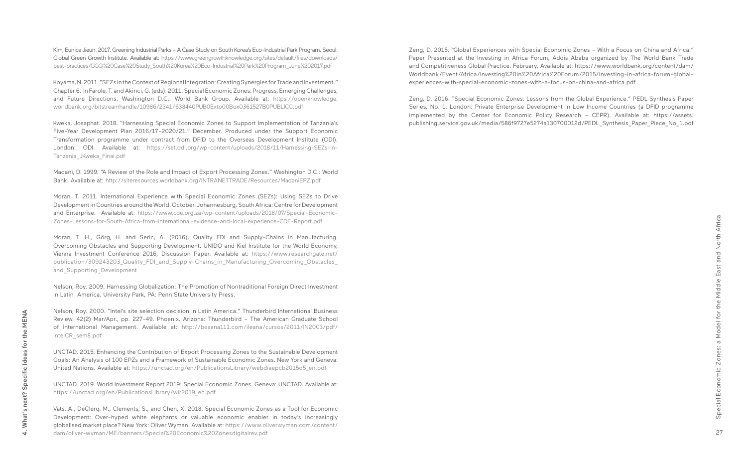Kim, Eunice Jieun. 2017. Greening Industrial Parks – A Case Study on South Korea's Eco-Industrial Park Program. Seoul: Global Green Growth Institute. Available at: https://www.greengrowthknowledge.org/sites/default/files/downloads/best-practices/GGGI%20Case%20Study_South%20Korea%20Eco-Industrial%20Park%20Program_June%202017.pdf

Koyama, N. 2011. "SEZs in the Context of Regional Integration: Creating Synergies for Trade and Investment." Chapter 6. In Farole, T. and Akinci, G. (eds). 2011. Special Economic Zones: Progress, Emerging Challenges, and Future Directions. Washington D.C.: World Bank Group. Available at: https://openknowledge.worldbank.org/bitstreamhandle/10986/2341/638440PUB0Exto00Box0361527B0PUBLIC0.pdf

Kweka, Josaphat. 2018. "Harnessing Special Economic Zones to Support Implementation of Tanzania's Five-Year Development Plan 2016/17–2020/21." December. Produced under the Support Economic Transformation programme under contract from DFID to the Overseas Development Institute (ODI). London: ODI. Available at: https://set.odi.org/wp-content/uploads/2018/11/Harnessing-SEZs-in-Tanzania_JKweka_Final.pdf

Madani, D. 1999. "A Review of the Role and Impact of Export Processing Zones." Washington D.C.: World Bank. Available at: http://siteresources.worldbank.org/INTRANETTRADE/Resources/MadaniEPZ.pdf

Moran, T. 2011. International Experience with Special Economic Zones (SEZs): Using SEZs to Drive Development in Countries around the World. October. Johannesburg, South Africa: Centre for Development and Enterprise. Available at: https://www.cde.org.za/wp-content/uploads/2018/07/Special-Economic-Zones-Lessons-for-South-Africa-from-international-evidence-and-local-experience-CDE-Report.pdf

Moran, T. H., Görg, H. and Seric, A. (2016), Quality FDI and Supply-Chains in Manufacturing. Overcoming Obstacles and Supporting Development. UNIDO and Kiel Institute for the World Economy, Vienna Investment Conference 2016, Discussion Paper. Available at: https://www.researchgate.net/publication/309243203_Quality_FDI_and_Supply-Chains_in_Manufacturing_Overcoming_Obstacles_and_Supporting_Development

Nelson, Roy. 2009. Harnessing Globalization: The Promotion of Nontraditional Foreign Direct Investment in Latin America. University Park, PA: Penn State University Press.

Nelson, Roy. 2000. "Intel's site selection decision in Latin America." Thunderbird International Business Review. 42(2) Mar/Apr., pp. 227-49. Phoenix, Arizona: Thunderbird – The American Graduate School of International Management. Available at: http://besana111.com/ileana/cursos/2011/IN2003/pdf/IntelCR_sem8.pdf

UNCTAD. 2015. Enhancing the Contribution of Export Processing Zones to the Sustainable Development Goals: An Analysis of 100 EPZs and a Framework of Sustainable Economic Zones. New York and Geneva: United Nations. Available at: https://unctad.org/en/PublicationsLibrary/webdiaepcb2015d5_en.pdf

UNCTAD. 2019. World Investment Report 2019: Special Economic Zones. Geneva: UNCTAD. Available at: https://unctad.org/en/PublicationsLibrary/wir2019_en.pdf

Vats, A., DeClerq, M., Clements, S., and Chen, X. 2018. Special Economic Zones as a Tool for Economic Development: Over-hyped white elephants or valuable economic enabler in today's increasingly globalised market place? New York: Oliver Wyman. Available at: https://www.oliverwyman.com/content/dam/oliver-wyman/ME/banners/Special%20Economic%20Zonesdigitalrev.pdf

Zeng, D. 2015. "Global Experiences with Special Economic Zones – With a Focus on China and Africa." Paper Presented at the Investing in Africa Forum, Addis Ababa organized by The World Bank Trade and Competitiveness Global Practice. February. Available at: https://www.worldbank.org/content/dam/Worldbank/Event/Africa/Investing%20in%20Africa%20Forum/2015/investing-in-africa-forum-global-experiences-with-special-economic-zones-with-a-focus-on-china-and-africa.pdf

Zeng, D. 2016. "Special Economic Zones: Lessons from the Global Experience." PEDL Synthesis Paper Series, No. 1. London: Private Enterprise Development in Low Income Countries (a DFID programme implemented by the Center for Economic Policy Research – CEPR). Available at: https://assets.publishing.service.gov.uk/media/586f9727e5274a130700012d/PEDL_Synthesis_Paper_Piece_No_1.pdf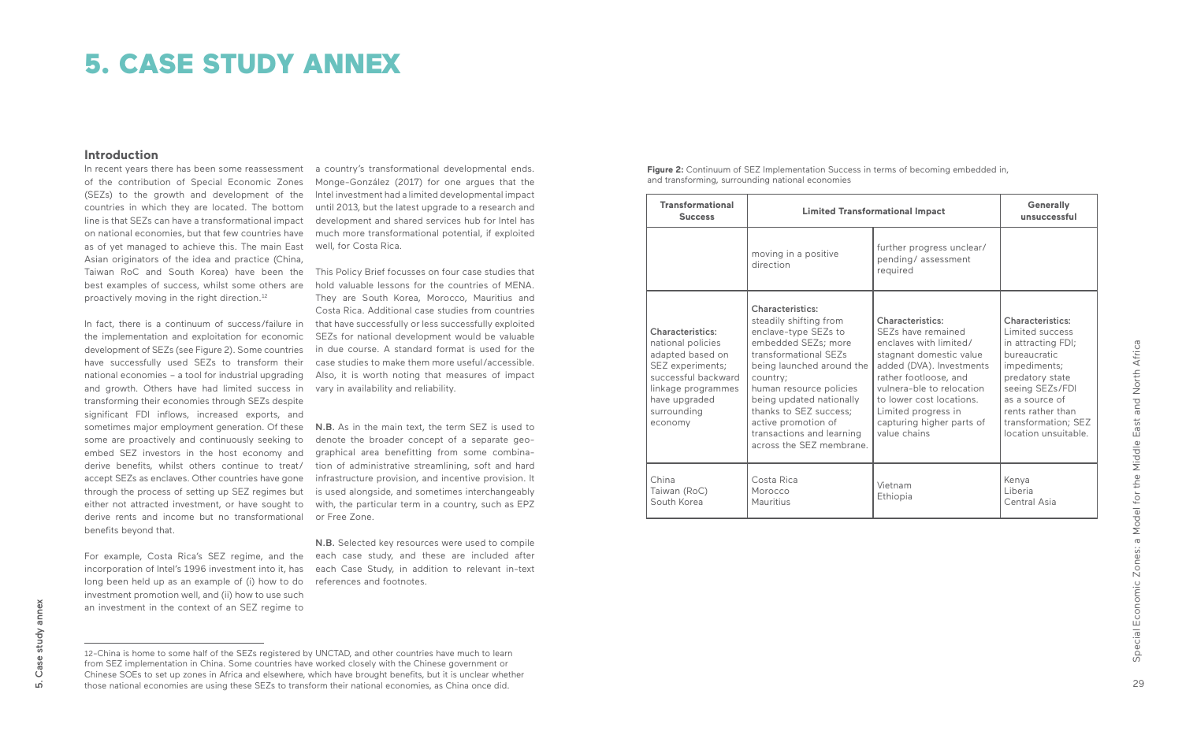# 5. CASE STUDY ANNEX

## Introduction

In recent years there has been some reassessment of the contribution of Special Economic Zones (SEZs) to the growth and development of the countries in which they are located. The bottom line is that SEZs can have a transformational impact on national economies, but that few countries have as of yet managed to achieve this. The main East Asian originators of the idea and practice (China, Taiwan RoC and South Korea) have been the best examples of success, whilst some others are proactively moving in the right direction.[12]

In fact, there is a continuum of success/failure in the implementation and exploitation for economic development of SEZs (see Figure 2). Some countries have successfully used SEZs to transform their national economies – a tool for industrial upgrading and growth. Others have had limited success in transforming their economies through SEZs despite significant FDI inflows, increased exports, and sometimes major employment generation. Of these some are proactively and continuously seeking to embed SEZ investors in the host economy and derive benefits, whilst others continue to treat/accept SEZs as enclaves. Other countries have gone through the process of setting up SEZ regimes but either not attracted investment, or have sought to derive rents and income but no transformational benefits beyond that.

For example, Costa Rica's SEZ regime, and the incorporation of Intel's 1996 investment into it, has long been held up as an example of (i) how to do investment promotion well, and (ii) how to use such an investment in the context of an SEZ regime to a country's transformational developmental ends. Monge-González (2017) for one argues that the Intel investment had a limited developmental impact until 2013, but the latest upgrade to a research and development and shared services hub for Intel has much more transformational potential, if exploited well, for Costa Rica.

This Policy Brief focusses on four case studies that hold valuable lessons for the countries of MENA. They are South Korea, Morocco, Mauritius and Costa Rica. Additional case studies from countries that have successfully or less successfully exploited SEZs for national development would be valuable in due course. A standard format is used for the case studies to make them more useful/accessible. Also, it is worth noting that measures of impact vary in availability and reliability.

**N.B.** As in the main text, the term SEZ is used to denote the broader concept of a separate geographical area benefitting from some combination of administrative streamlining, soft and hard infrastructure provision, and incentive provision. It is used alongside, and sometimes interchangeably with, the particular term in a country, such as EPZ or Free Zone.

**N.B.** Selected key resources were used to compile each case study, and these are included after each Case Study, in addition to relevant in-text references and footnotes.

**Figure 2:** Continuum of SEZ Implementation Success in terms of becoming embedded in, and transforming, surrounding national economies

| Transformational Success | Limited Transformational Impact | | Generally unsuccessful |
|---|---|---|---|
| | moving in a positive direction | further progress unclear/ pending/ assessment required | |
| **Characteristics:** national policies adapted based on SEZ experiments; successful backward linkage programmes have upgraded surrounding economy | **Characteristics:** steadily shifting from enclave-type SEZs to embedded SEZs; more transformational SEZs being launched around the country; human resource policies being updated nationally thanks to SEZ success; active promotion of transactions and learning across the SEZ membrane. | **Characteristics:** SEZs have remained enclaves with limited/ stagnant domestic value added (DVA). Investments rather footloose, and vulnera-ble to relocation to lower cost locations. Limited progress in capturing higher parts of value chains | **Characteristics:** Limited success in attracting FDI; bureaucratic impediments; predatory state seeing SEZs/FDI as a source of rents rather than transformation; SEZ location unsuitable. |
| China<br>Taiwan (RoC)<br>South Korea | Costa Rica<br>Morocco<br>Mauritius | Vietnam<br>Ethiopia | Kenya<br>Liberia<br>Central Asia |

12-China is home to some half of the SEZs registered by UNCTAD, and other countries have much to learn from SEZ implementation in China. Some countries have worked closely with the Chinese government or Chinese SOEs to set up zones in Africa and elsewhere, which have brought benefits, but it is unclear whether those national economies are using these SEZs to transform their national economies, as China once did.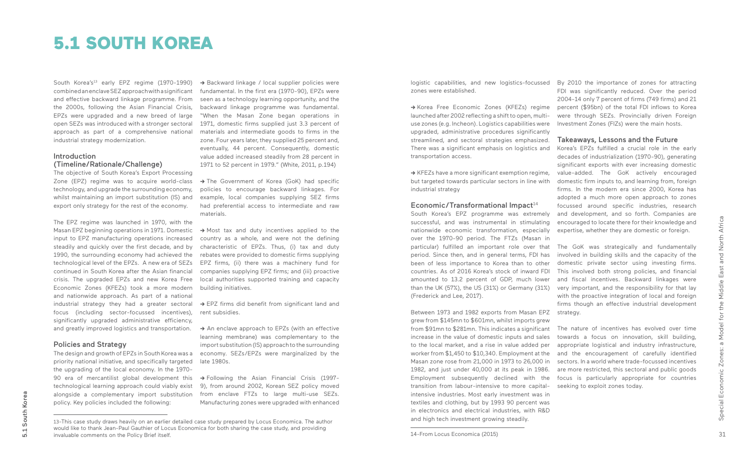# 5.1 SOUTH KOREA

South Korea's[13] early EPZ regime (1970-1990) combined an enclave SEZ approach with a significant and effective backward linkage programme. From the 2000s, following the Asian Financial Crisis, EPZs were upgraded and a new breed of large open SEZs was introduced with a stronger sectoral approach as part of a comprehensive national industrial strategy modernization.

## Introduction (Timeline/Rationale/Challenge)

The objective of South Korea's Export Processing Zone (EPZ) regime was to acquire world-class technology, and upgrade the surrounding economy, whilst maintaining an import substitution (IS) and export only strategy for the rest of the economy.

The EPZ regime was launched in 1970, with the Masan EPZ beginning operations in 1971. Domestic input to EPZ manufacturing operations increased steadily and quickly over the first decade, and by 1990, the surrounding economy had achieved the technological level of the EPZs. A new era of SEZs continued in South Korea after the Asian financial crisis. The upgraded EPZs and new Korea Free Economic Zones (KFEZs) took a more modern and nationwide approach. As part of a national industrial strategy they had a greater sectoral focus (including sector-focussed incentives), significantly upgraded administrative efficiency, and greatly improved logistics and transportation.

## Policies and Strategy

The design and growth of EPZs in South Korea was a priority national initiative, and specifically targeted the upgrading of the local economy. In the 1970-90 era of mercantilist global development this technological learning approach could viably exist alongside a complementary import substitution policy. Key policies included the following:

→ Backward linkage / local supplier policies were fundamental. In the first era (1970-90), EPZs were seen as a technology learning opportunity, and the backward linkage programme was fundamental. "When the Masan Zone began operations in 1971, domestic firms supplied just 3.3 percent of materials and intermediate goods to firms in the zone. Four years later, they supplied 25 percent and, eventually, 44 percent. Consequently, domestic value added increased steadily from 28 percent in 1971 to 52 percent in 1979." (White, 2011, p.194)

→ The Government of Korea (GoK) had specific policies to encourage backward linkages. For example, local companies supplying SEZ firms had preferential access to intermediate and raw materials.

→ Most tax and duty incentives applied to the country as a whole, and were not the defining characteristic of EPZs. Thus, (i) tax and duty rebates were provided to domestic firms supplying EPZ firms, (ii) there was a machinery fund for companies supplying EPZ firms; and (iii) proactive local authorities supported training and capacity building initiatives.

→ EPZ firms did benefit from significant land and rent subsidies.

→ An enclave approach to EPZs (with an effective learning membrane) was complementary to the import substitution (IS) approach to the surrounding economy. SEZs/EPZs were marginalized by the late 1980s.

→ Following the Asian Financial Crisis (1997-9), from around 2002, Korean SEZ policy moved from enclave FTZs to large multi-use SEZs. Manufacturing zones were upgraded with enhanced logistic capabilities, and new logistics-focussed zones were established.

→ Korea Free Economic Zones (KFEZs) regime launched after 2002 reflecting a shift to open, multi-use zones (e.g. Incheon). Logistics capabilities were upgraded, administrative procedures significantly streamlined, and sectoral strategies emphasized. There was a significant emphasis on logistics and transportation access.

→ KFEZs have a more significant exemption regime, but targeted towards particular sectors in line with industrial strategy

## Economic/Transformational Impact[14]

South Korea's EPZ programme was extremely successful, and was instrumental in stimulating nationwide economic transformation, especially over the 1970-90 period. The FTZs (Masan in particular) fulfilled an important role over that period. Since then, and in general terms, FDI has been of less importance to Korea than to other countries. As of 2016 Korea's stock of inward FDI amounted to 13.2 percent of GDP, much lower than the UK (57%), the US (31%) or Germany (31%) (Frederick and Lee, 2017).

Between 1973 and 1982 exports from Masan EPZ grew from $145mn to $601mn, whilst imports grew from $91mn to $281mn. This indicates a significant increase in the value of domestic inputs and sales to the local market, and a rise in value added per worker from $1,450 to $10,340. Employment at the Masan zone rose from 21,000 in 1973 to 26,000 in 1982, and just under 40,000 at its peak in 1986. Employment subsequently declined with the transition from labour-intensive to more capital-intensive industries. Most early investment was in textiles and clothing, but by 1993 90 percent was in electronics and electrical industries, with R&D and high tech investment growing steadily.

By 2010 the importance of zones for attracting FDI was significantly reduced. Over the period 2004-14 only 7 percent of firms (749 firms) and 21 percent ($95bn) of the total FDI inflows to Korea were through SEZs. Provincially driven Foreign Investment Zones (FIZs) were the main hosts.

## Takeaways, Lessons and the Future

Korea's EPZs fulfilled a crucial role in the early decades of industrialization (1970-90), generating significant exports with ever increasing domestic value-added. The GoK actively encouraged domestic firm inputs to, and learning from, foreign firms. In the modern era since 2000, Korea has adopted a much more open approach to zones focussed around specific industries, research and development, and so forth. Companies are encouraged to locate there for their knowledge and expertise, whether they are domestic or foreign.

The GoK was strategically and fundamentally involved in building skills and the capacity of the domestic private sector using investing firms. This involved both strong policies, and financial and fiscal incentives. Backward linkages were very important, and the responsibility for that lay with the proactive integration of local and foreign firms though an effective industrial development strategy.

The nature of incentives has evolved over time towards a focus on innovation, skill building, appropriate logistical and industry infrastructure, and the encouragement of carefully identified sectors. In a world where trade-focussed incentives are more restricted, this sectoral and public goods focus is particularly appropriate for countries seeking to exploit zones today.

---

13-This case study draws heavily on an earlier detailed case study prepared by Locus Economica. The author would like to thank Jean-Paul Gauthier of Locus Economica for both sharing the case study, and providing invaluable comments on the Policy Brief itself.

14-From Locus Economica (2015)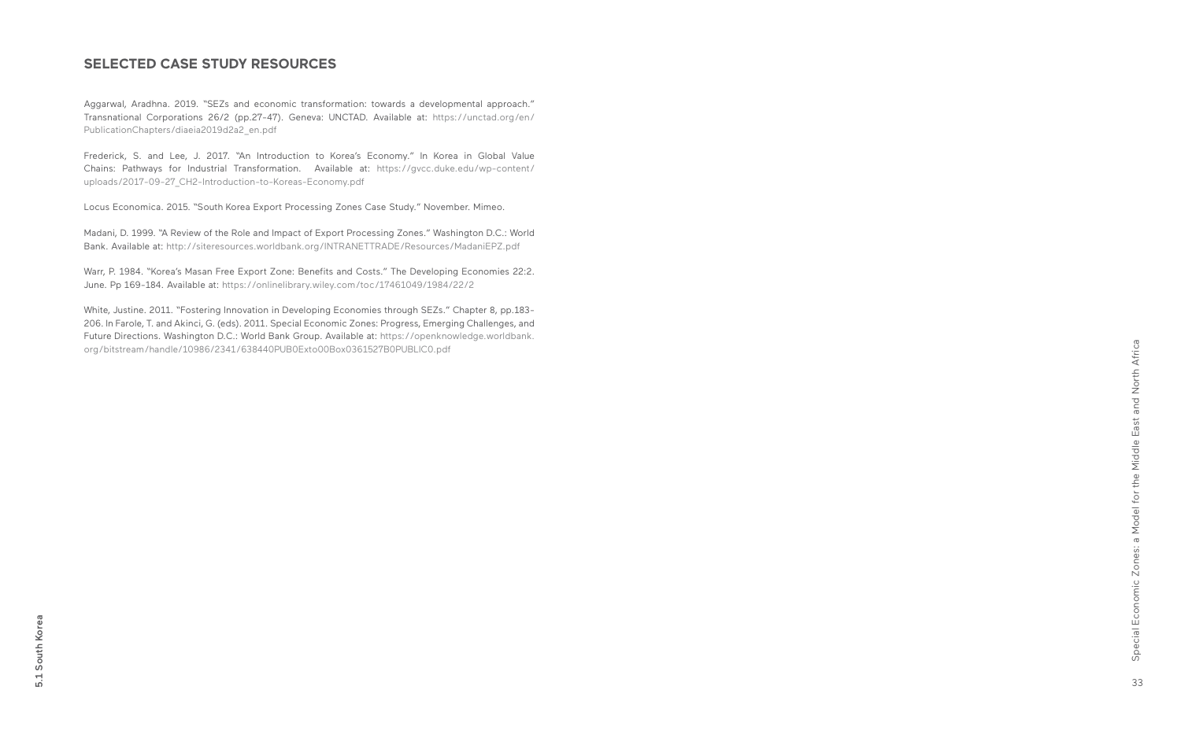## SELECTED CASE STUDY RESOURCES

Aggarwal, Aradhna. 2019. "SEZs and economic transformation: towards a developmental approach." Transnational Corporations 26/2 (pp.27-47). Geneva: UNCTAD. Available at: https://unctad.org/en/PublicationChapters/diaeia2019d2a2_en.pdf

Frederick, S. and Lee, J. 2017. "An Introduction to Korea's Economy." In Korea in Global Value Chains: Pathways for Industrial Transformation. Available at: https://gvcc.duke.edu/wp-content/uploads/2017-09-27_CH2-Introduction-to-Koreas-Economy.pdf

Locus Economica. 2015. "South Korea Export Processing Zones Case Study." November. Mimeo.

Madani, D. 1999. "A Review of the Role and Impact of Export Processing Zones." Washington D.C.: World Bank. Available at: http://siteresources.worldbank.org/INTRANETTRADE/Resources/MadaniEPZ.pdf

Warr, P. 1984. "Korea's Masan Free Export Zone: Benefits and Costs." The Developing Economies 22:2. June. Pp 169-184. Available at: https://onlinelibrary.wiley.com/toc/17461049/1984/22/2

White, Justine. 2011. "Fostering Innovation in Developing Economies through SEZs." Chapter 8, pp.183-206. In Farole, T. and Akinci, G. (eds). 2011. Special Economic Zones: Progress, Emerging Challenges, and Future Directions. Washington D.C.: World Bank Group. Available at: https://openknowledge.worldbank.org/bitstream/handle/10986/2341/638440PUB0Exto00Box0361527B0PUBLIC0.pdf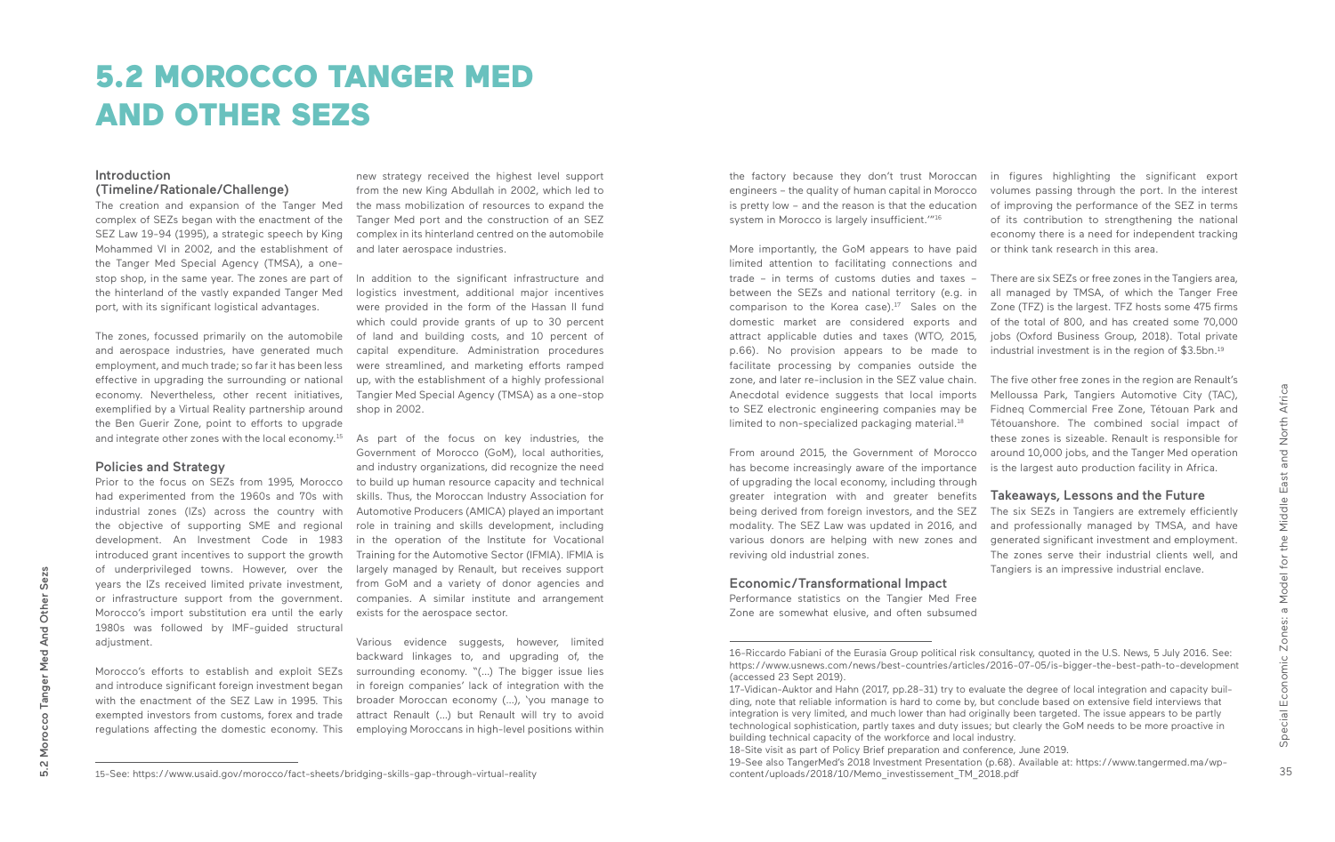# 5.2 MOROCCO TANGER MED AND OTHER SEZS

## Introduction (Timeline/Rationale/Challenge)

The creation and expansion of the Tanger Med complex of SEZs began with the enactment of the SEZ Law 19-94 (1995), a strategic speech by King Mohammed VI in 2002, and the establishment of the Tanger Med Special Agency (TMSA), a one-stop shop, in the same year. The zones are part of the hinterland of the vastly expanded Tanger Med port, with its significant logistical advantages.

The zones, focussed primarily on the automobile and aerospace industries, have generated much employment, and much trade; so far it has been less effective in upgrading the surrounding or national economy. Nevertheless, other recent initiatives, exemplified by a Virtual Reality partnership around the Ben Guerir Zone, point to efforts to upgrade and integrate other zones with the local economy.[15]

## Policies and Strategy

Prior to the focus on SEZs from 1995, Morocco had experimented from the 1960s and 70s with industrial zones (IZs) across the country with the objective of supporting SME and regional development. An Investment Code in 1983 introduced grant incentives to support the growth of underprivileged towns. However, over the years the IZs received limited private investment, or infrastructure support from the government. Morocco's import substitution era until the early 1980s was followed by IMF-guided structural adjustment.

Morocco's efforts to establish and exploit SEZs and introduce significant foreign investment began with the enactment of the SEZ Law in 1995. This exempted investors from customs, forex and trade regulations affecting the domestic economy. This new strategy received the highest level support from the new King Abdullah in 2002, which led to the mass mobilization of resources to expand the Tanger Med port and the construction of an SEZ complex in its hinterland centred on the automobile and later aerospace industries.

In addition to the significant infrastructure and logistics investment, additional major incentives were provided in the form of the Hassan II fund which could provide grants of up to 30 percent of land and building costs, and 10 percent of capital expenditure. Administration procedures were streamlined, and marketing efforts ramped up, with the establishment of a highly professional Tangier Med Special Agency (TMSA) as a one-stop shop in 2002.

As part of the focus on key industries, the Government of Morocco (GoM), local authorities, and industry organizations, did recognize the need to build up human resource capacity and technical skills. Thus, the Moroccan Industry Association for Automotive Producers (AMICA) played an important role in training and skills development, including in the operation of the Institute for Vocational Training for the Automotive Sector (IFMIA). IFMIA is largely managed by Renault, but receives support from GoM and a variety of donor agencies and companies. A similar institute and arrangement exists for the aerospace sector.

Various evidence suggests, however, limited backward linkages to, and upgrading of, the surrounding economy. "(...) The bigger issue lies in foreign companies' lack of integration with the broader Moroccan economy (...), 'you manage to attract Renault (...) but Renault will try to avoid employing Moroccans in high-level positions within the factory because they don't trust Moroccan engineers – the quality of human capital in Morocco is pretty low – and the reason is that the education system in Morocco is largely insufficient.'"[16]

More importantly, the GoM appears to have paid limited attention to facilitating connections and trade – in terms of customs duties and taxes – between the SEZs and national territory (e.g. in comparison to the Korea case).[17] Sales on the domestic market are considered exports and attract applicable duties and taxes (WTO, 2015, p.66). No provision appears to be made to facilitate processing by companies outside the zone, and later re-inclusion in the SEZ value chain. Anecdotal evidence suggests that local imports to SEZ electronic engineering companies may be limited to non-specialized packaging material.[18]

From around 2015, the Government of Morocco has become increasingly aware of the importance of upgrading the local economy, including through greater integration with and greater benefits being derived from foreign investors, and the SEZ modality. The SEZ Law was updated in 2016, and various donors are helping with new zones and reviving old industrial zones.

## Economic/Transformational Impact

Performance statistics on the Tanger Med Free Zone are somewhat elusive, and often subsumed in figures highlighting the significant export volumes passing through the port. In the interest of improving the performance of the SEZ in terms of its contribution to strengthening the national economy there is a need for independent tracking or think tank research in this area.

There are six SEZs or free zones in the Tangiers area, all managed by TMSA, of which the Tanger Free Zone (TFZ) is the largest. TFZ hosts some 475 firms of the total of 800, and has created some 70,000 jobs (Oxford Business Group, 2018). Total private industrial investment is in the region of $3.5bn.[19]

The five other free zones in the region are Renault's Melloussa Park, Tangiers Automotive City (TAC), Fidneq Commercial Free Zone, Tétouan Park and Tétouanshore. The combined social impact of these zones is sizeable. Renault is responsible for around 10,000 jobs, and the Tanger Med operation is the largest auto production facility in Africa.

## Takeaways, Lessons and the Future

The six SEZs in Tangiers are extremely efficiently and professionally managed by TMSA, and have generated significant investment and employment. The zones serve their industrial clients well, and Tangiers is an impressive industrial enclave.

---

15-See: https://www.usaid.gov/morocco/fact-sheets/bridging-skills-gap-through-virtual-reality

16-Riccardo Fabiani of the Eurasia Group political risk consultancy, quoted in the U.S. News, 5 July 2016. See: https://www.usnews.com/news/best-countries/articles/2016-07-05/is-bigger-the-best-path-to-development (accessed 23 Sept 2019).

17-Vidican-Auktor and Hahn (2017, pp.28-31) try to evaluate the degree of local integration and capacity building, note that reliable information is hard to come by, but conclude based on extensive field interviews that integration is very limited, and much lower than had originally been targeted. The issue appears to be partly technological sophistication, partly taxes and duty issues; but clearly the GoM needs to be more proactive in building technical capacity of the workforce and local industry.

18-Site visit as part of Policy Brief preparation and conference, June 2019.

19-See also TangerMed's 2018 Investment Presentation (p.68). Available at: https://www.tangermed.ma/wp-content/uploads/2018/10/Memo_investissement_TM_2018.pdf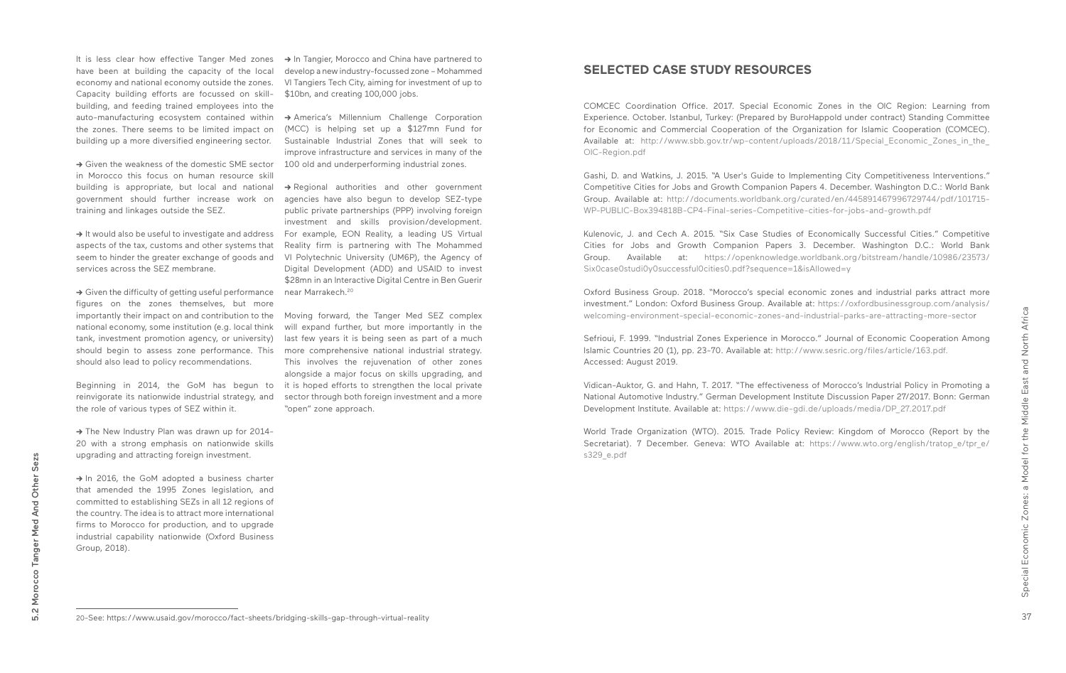It is less clear how effective Tanger Med zones have been at building the capacity of the local economy and national economy outside the zones. Capacity building efforts are focussed on skill-building, and feeding trained employees into the auto-manufacturing ecosystem contained within the zones. There seems to be limited impact on building up a more diversified engineering sector.

→ Given the weakness of the domestic SME sector in Morocco this focus on human resource skill building is appropriate, but local and national government should further increase work on training and linkages outside the SEZ.

→ It would also be useful to investigate and address aspects of the tax, customs and other systems that seem to hinder the greater exchange of goods and services across the SEZ membrane.

→ Given the difficulty of getting useful performance figures on the zones themselves, but more importantly their impact on and contribution to the national economy, some institution (e.g. local think tank, investment promotion agency, or university) should begin to assess zone performance. This should also lead to policy recommendations.

Beginning in 2014, the GoM has begun to reinvigorate its nationwide industrial strategy, and the role of various types of SEZ within it.

→ The New Industry Plan was drawn up for 2014-20 with a strong emphasis on nationwide skills upgrading and attracting foreign investment.

→ In 2016, the GoM adopted a business charter that amended the 1995 Zones legislation, and committed to establishing SEZs in all 12 regions of the country. The idea is to attract more international firms to Morocco for production, and to upgrade industrial capability nationwide (Oxford Business Group, 2018).

→ In Tangier, Morocco and China have partnered to develop a new industry-focussed zone – Mohammed VI Tangiers Tech City, aiming for investment of up to $10bn, and creating 100,000 jobs.

→ America's Millennium Challenge Corporation (MCC) is helping set up a $127mn Fund for Sustainable Industrial Zones that will seek to improve infrastructure and services in many of the 100 old and underperforming industrial zones.

→ Regional authorities and other government agencies have also begun to develop SEZ-type public private partnerships (PPP) involving foreign investment and skills provision/development. For example, EON Reality, a leading US Virtual Reality firm is partnering with The Mohammed VI Polytechnic University (UM6P), the Agency of Digital Development (ADD) and USAID to invest $28mn in an Interactive Digital Centre in Ben Guerir near Marrakech.[20]

Moving forward, the Tanger Med SEZ complex will expand further, but more importantly in the last few years it is being seen as part of a much more comprehensive national industrial strategy. This involves the rejuvenation of other zones alongside a major focus on skills upgrading, and it is hoped efforts to strengthen the local private sector through both foreign investment and a more "open" zone approach.

[20] See: https://www.usaid.gov/morocco/fact-sheets/bridging-skills-gap-through-virtual-reality

## SELECTED CASE STUDY RESOURCES

COMCEC Coordination Office. 2017. Special Economic Zones in the OIC Region: Learning from Experience. October. Istanbul, Turkey: (Prepared by BuroHappold under contract) Standing Committee for Economic and Commercial Cooperation of the Organization for Islamic Cooperation (COMCEC). Available at: http://www.sbb.gov.tr/wp-content/uploads/2018/11/Special_Economic_Zones_in_the_OIC-Region.pdf

Gashi, D. and Watkins, J. 2015. "A User's Guide to Implementing City Competitiveness Interventions." Competitive Cities for Jobs and Growth Companion Papers 4. December. Washington D.C.: World Bank Group. Available at: http://documents.worldbank.org/curated/en/445891467996729744/pdf/101715-WP-PUBLIC-Box394818B-CP4-Final-series-Competitive-cities-for-jobs-and-growth.pdf

Kulenovic, J. and Cech A. 2015. "Six Case Studies of Economically Successful Cities." Competitive Cities for Jobs and Growth Companion Papers 3. December. Washington D.C.: World Bank Group. Available at: https://openknowledge.worldbank.org/bitstream/handle/10986/23573/Six0case0studi0y0successful0cities0.pdf?sequence=1&isAllowed=y

Oxford Business Group. 2018. "Morocco's special economic zones and industrial parks attract more investment." London: Oxford Business Group. Available at: https://oxfordbusinessgroup.com/analysis/welcoming-environment-special-economic-zones-and-industrial-parks-are-attracting-more-sector

Sefrioui, F. 1999. "Industrial Zones Experience in Morocco." Journal of Economic Cooperation Among Islamic Countries 20 (1), pp. 23-70. Available at: http://www.sesric.org/files/article/163.pdf. Accessed: August 2019.

Vidican-Auktor, G. and Hahn, T. 2017. "The effectiveness of Morocco's Industrial Policy in Promoting a National Automotive Industry." German Development Institute Discussion Paper 27/2017. Bonn: German Development Institute. Available at: https://www.die-gdi.de/uploads/media/DP_27.2017.pdf

World Trade Organization (WTO). 2015. Trade Policy Review: Kingdom of Morocco (Report by the Secretariat). 7 December. Geneva: WTO Available at: https://www.wto.org/english/tratop_e/tpr_e/s329_e.pdf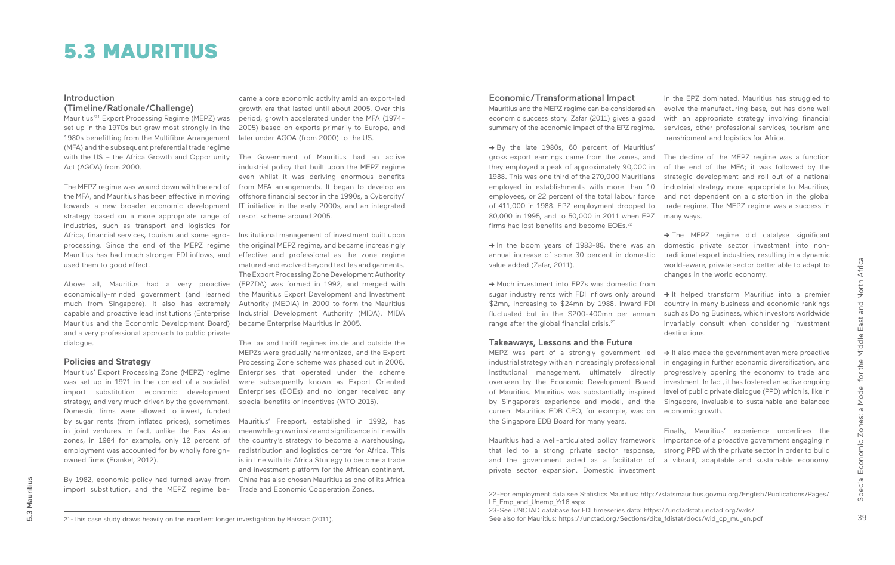# 5.3 MAURITIUS

## Introduction (Timeline/Rationale/Challenge)

Mauritius'[21] Export Processing Regime (MEPZ) was set up in the 1970s but grew most strongly in the 1980s benefitting from the Multifibre Arrangement (MFA) and the subsequent preferential trade regime with the US – the Africa Growth and Opportunity Act (AGOA) from 2000.

The MEPZ regime was wound down with the end of the MFA, and Mauritius has been effective in moving towards a new broader economic development strategy based on a more appropriate range of industries, such as transport and logistics for Africa, financial services, tourism and some agro-processing. Since the end of the MEPZ regime Mauritius has had much stronger FDI inflows, and used them to good effect.

Above all, Mauritius had a very proactive economically-minded government (and learned much from Singapore). It also has extremely capable and proactive lead institutions (Enterprise Mauritius and the Economic Development Board) and a very professional approach to public private dialogue.

## Policies and Strategy

Mauritius' Export Processing Zone (MEPZ) regime was set up in 1971 in the context of a socialist import substitution economic development strategy, and very much driven by the government. Domestic firms were allowed to invest, funded by sugar rents (from inflated prices), sometimes in joint ventures. In fact, unlike the East Asian zones, in 1984 for example, only 12 percent of employment was accounted for by wholly foreign-owned firms (Frankel, 2012).

By 1982, economic policy had turned away from import substitution, and the MEPZ regime became a core economic activity amid an export-led growth era that lasted until about 2005. Over this period, growth accelerated under the MFA (1974-2005) based on exports primarily to Europe, and later under AGOA (from 2000) to the US.

The Government of Mauritius had an active industrial policy that built upon the MEPZ regime even whilst it was deriving enormous benefits from MFA arrangements. It began to develop an offshore financial sector in the 1990s, a Cybercity/IT initiative in the early 2000s, and an integrated resort scheme around 2005.

Institutional management of investment built upon the original MEPZ regime, and became increasingly effective and professional as the zone regime matured and evolved beyond textiles and garments. The Export Processing Zone Development Authority (EPZDA) was formed in 1992, and merged with the Mauritius Export Development and Investment Authority (MEDIA) in 2000 to form the Mauritius Industrial Development Authority (MIDA). MIDA became Enterprise Mauritius in 2005.

The tax and tariff regimes inside and outside the MEPZs were gradually harmonized, and the Export Processing Zone scheme was phased out in 2006. Enterprises that operated under the scheme were subsequently known as Export Oriented Enterprises (EOEs) and no longer received any special benefits or incentives (WTO 2015).

Mauritius' Freeport, established in 1992, has meanwhile grown in size and significance in line with the country's strategy to become a warehousing, redistribution and logistics centre for Africa. This is in line with its Africa Strategy to become a trade and investment platform for the African continent. China has also chosen Mauritius as one of its Africa Trade and Economic Cooperation Zones.

## Economic/Transformational Impact

Mauritius and the MEPZ regime can be considered an economic success story. Zafar (2011) gives a good summary of the economic impact of the EPZ regime.

→ By the late 1980s, 60 percent of Mauritius' gross export earnings came from the zones, and they employed a peak of approximately 90,000 in 1988. This was one third of the 270,000 Mauritians employed in establishments with more than 10 employees, or 22 percent of the total labour force of 411,000 in 1988. EPZ employment dropped to 80,000 in 1995, and to 50,000 in 2011 when EPZ firms had lost benefits and become EOEs.[22]

→ In the boom years of 1983-88, there was an annual increase of some 30 percent in domestic value added (Zafar, 2011).

→ Much investment into EPZs was domestic from sugar industry rents with FDI inflows only around \$2mn, increasing to \$24mn by 1988. Inward FDI fluctuated but in the \$200-400mn per annum range after the global financial crisis.[23]

## Takeaways, Lessons and the Future

MEPZ was part of a strongly government led industrial strategy with an increasingly professional institutional management, ultimately directly overseen by the Economic Development Board of Mauritius. Mauritius was substantially inspired by Singapore's experience and model, and the current Mauritius EDB CEO, for example, was on the Singapore EDB Board for many years.

Mauritius had a well-articulated policy framework that led to a strong private sector response, and the government acted as a facilitator of private sector expansion. Domestic investment in the EPZ dominated. Mauritius has struggled to evolve the manufacturing base, but has done well with an appropriate strategy involving financial services, other professional services, tourism and transhipment and logistics for Africa.

The decline of the MEPZ regime was a function of the end of the MFA; it was followed by the strategic development and roll out of a national industrial strategy more appropriate to Mauritius, and not dependent on a distortion in the global trade regime. The MEPZ regime was a success in many ways.

→ The MEPZ regime did catalyse significant domestic private sector investment into non-traditional export industries, resulting in a dynamic world-aware, private sector better able to adapt to changes in the world economy.

→ It helped transform Mauritius into a premier country in many business and economic rankings such as Doing Business, which investors worldwide invariably consult when considering investment destinations.

→ It also made the government even more proactive in engaging in further economic diversification, and progressively opening the economy to trade and investment. In fact, it has fostered an active ongoing level of public private dialogue (PPD) which is, like in Singapore, invaluable to sustainable and balanced economic growth.

Finally, Mauritius' experience underlines the importance of a proactive government engaging in strong PPD with the private sector in order to build a vibrant, adaptable and sustainable economy.

---

21-This case study draws heavily on the excellent longer investigation by Baissac (2011).

22-For employment data see Statistics Mauritius: http://statsmauritius.govmu.org/English/Publications/Pages/LF_Emp_and_Unemp_Yr16.aspx

23-See UNCTAD database for FDI timeseries data: https://unctadstat.unctad.org/wds/
See also for Mauritius: https://unctad.org/Sections/dite_fdistat/docs/wid_cp_mu_en.pdf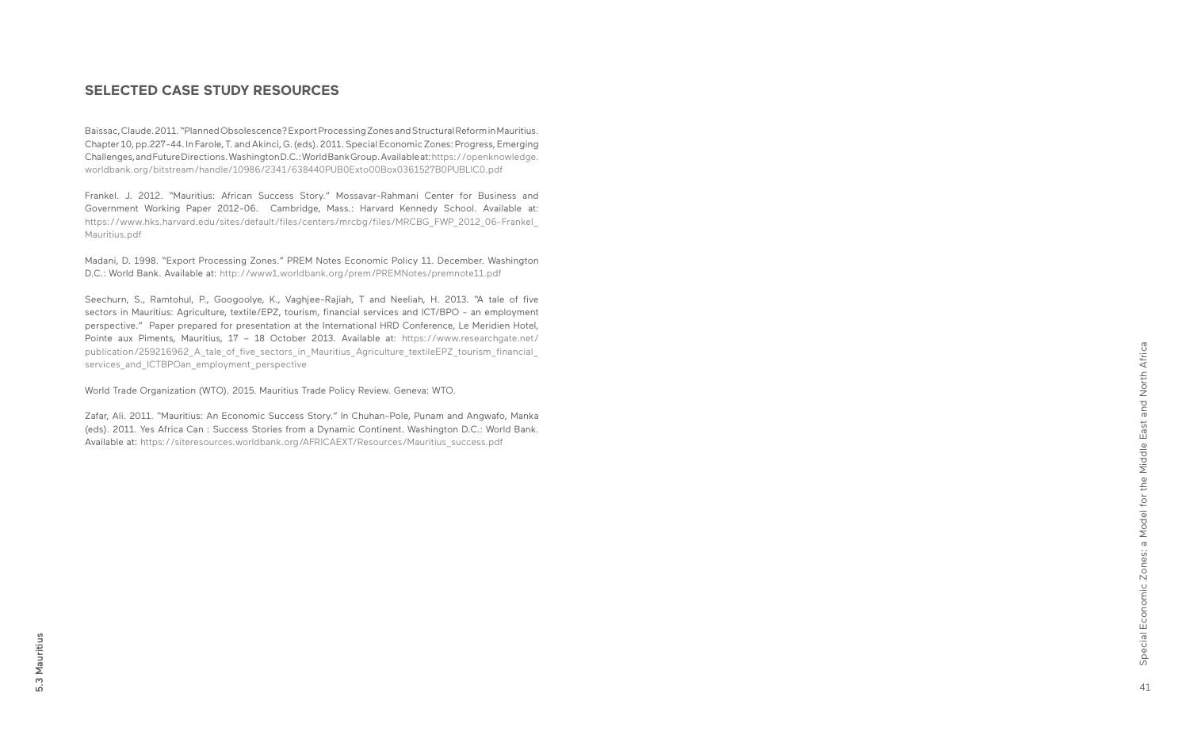## SELECTED CASE STUDY RESOURCES

Baissac, Claude. 2011. "Planned Obsolescence? Export Processing Zones and Structural Reform in Mauritius. Chapter 10, pp.227-44. In Farole, T. and Akinci, G. (eds). 2011. Special Economic Zones: Progress, Emerging Challenges, and Future Directions. Washington D.C.: World Bank Group. Available at: https://openknowledge.worldbank.org/bitstream/handle/10986/2341/638440PUB0Exto00Box0361527B0PUBLIC0.pdf

Frankel. J. 2012. "Mauritius: African Success Story." Mossavar-Rahmani Center for Business and Government Working Paper 2012-06. Cambridge, Mass.: Harvard Kennedy School. Available at: https://www.hks.harvard.edu/sites/default/files/centers/mrcbg/files/MRCBG_FWP_2012_06-Frankel_Mauritius.pdf

Madani, D. 1998. "Export Processing Zones." PREM Notes Economic Policy 11. December. Washington D.C.: World Bank. Available at: http://www1.worldbank.org/prem/PREMNotes/premnote11.pdf

Seechurn, S., Ramtohul, P., Googoolye, K., Vaghjee-Rajiah, T and Neeliah, H. 2013. "A tale of five sectors in Mauritius: Agriculture, textile/EPZ, tourism, financial services and ICT/BPO - an employment perspective." Paper prepared for presentation at the International HRD Conference, Le Meridien Hotel, Pointe aux Piments, Mauritius, 17 – 18 October 2013. Available at: https://www.researchgate.net/publication/259216962_A_tale_of_five_sectors_in_Mauritius_Agriculture_textileEPZ_tourism_financial_services_and_ICTBPOan_employment_perspective

World Trade Organization (WTO). 2015. Mauritius Trade Policy Review. Geneva: WTO.

Zafar, Ali. 2011. "Mauritius: An Economic Success Story." In Chuhan-Pole, Punam and Angwafo, Manka (eds). 2011. Yes Africa Can : Success Stories from a Dynamic Continent. Washington D.C.: World Bank. Available at: https://siteresources.worldbank.org/AFRICAEXT/Resources/Mauritius_success.pdf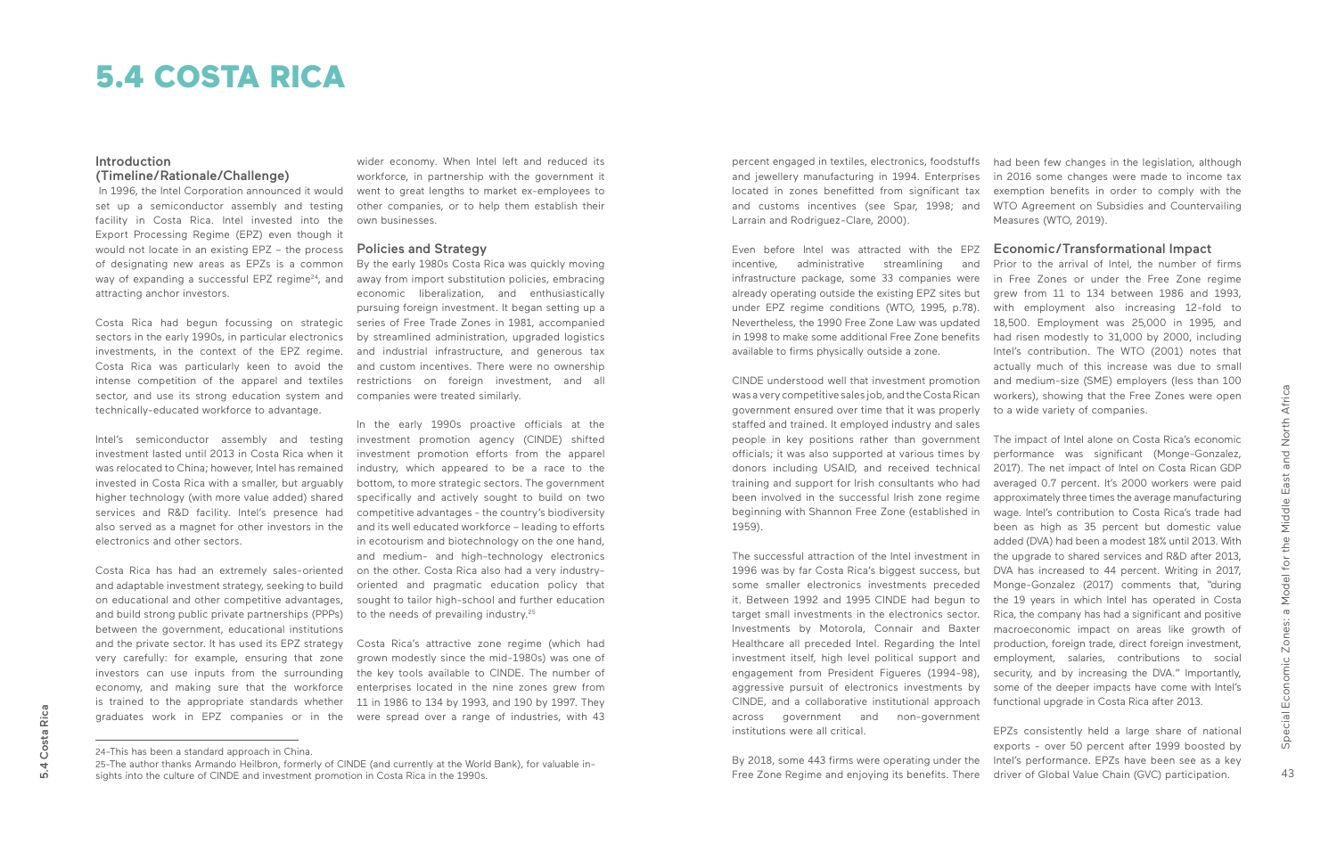# 5.4 COSTA RICA

## Introduction (Timeline/Rationale/Challenge)

In 1996, the Intel Corporation announced it would set up a semiconductor assembly and testing facility in Costa Rica. Intel invested into the Export Processing Regime (EPZ) even though it would not locate in an existing EPZ – the process of designating new areas as EPZs is a common way of expanding a successful EPZ regime[24], and attracting anchor investors.

Costa Rica had begun focussing on strategic sectors in the early 1990s, in particular electronics investments, in the context of the EPZ regime. Costa Rica was particularly keen to avoid the intense competition of the apparel and textiles sector, and use its strong education system and technically-educated workforce to advantage.

Intel's semiconductor assembly and testing investment lasted until 2013 in Costa Rica when it was relocated to China; however, Intel has remained invested in Costa Rica with a smaller, but arguably higher technology (with more value added) shared services and R&D facility. Intel's presence had also served as a magnet for other investors in the electronics and other sectors.

Costa Rica has had an extremely sales-oriented and adaptable investment strategy, seeking to build on educational and other competitive advantages, and build strong public private partnerships (PPPs) between the government, educational institutions and the private sector. It has used its EPZ strategy very carefully: for example, ensuring that zone investors can use inputs from the surrounding economy, and making sure that the workforce is trained to the appropriate standards whether graduates work in EPZ companies or in the wider economy. When Intel left and reduced its workforce, in partnership with the government it went to great lengths to market ex-employees to other companies, or to help them establish their own businesses.

## Policies and Strategy

By the early 1980s Costa Rica was quickly moving away from import substitution policies, embracing economic liberalization, and enthusiastically pursuing foreign investment. It began setting up a series of Free Trade Zones in 1981, accompanied by streamlined administration, upgraded logistics and industrial infrastructure, and generous tax and custom incentives. There were no ownership restrictions on foreign investment, and all companies were treated similarly.

In the early 1990s proactive officials at the investment promotion agency (CINDE) shifted investment promotion efforts from the apparel industry, which appeared to be a race to the bottom, to more strategic sectors. The government specifically and actively sought to build on two competitive advantages - the country's biodiversity and its well educated workforce – leading to efforts in ecotourism and biotechnology on the one hand, and medium- and high-technology electronics on the other. Costa Rica also had a very industry-oriented and pragmatic education policy that sought to tailor high-school and further education to the needs of prevailing industry.[25]

Costa Rica's attractive zone regime (which had grown modestly since the mid-1980s) was one of the key tools available to CINDE. The number of enterprises located in the nine zones grew from 11 in 1986 to 134 by 1993, and 190 by 1997. They were spread over a range of industries, with 43 percent engaged in textiles, electronics, foodstuffs and jewellery manufacturing in 1994. Enterprises located in zones benefitted from significant tax and customs incentives (see Spar, 1998; and Larrain and Rodriguez-Clare, 2000).

Even before Intel was attracted with the EPZ incentive, administrative streamlining and infrastructure package, some 33 companies were already operating outside the existing EPZ sites but under EPZ regime conditions (WTO, 1995, p.78). Nevertheless, the 1990 Free Zone Law was updated in 1998 to make some additional Free Zone benefits available to firms physically outside a zone.

CINDE understood well that investment promotion was a very competitive sales job, and the Costa Rican government ensured over time that it was properly staffed and trained. It employed industry and sales people in key positions rather than government officials; it was also supported at various times by donors including USAID, and received technical training and support for Irish consultants who had been involved in the successful Irish zone regime beginning with Shannon Free Zone (established in 1959).

The successful attraction of the Intel investment in 1996 was by far Costa Rica's biggest success, but some smaller electronics investments preceded it. Between 1992 and 1995 CINDE had begun to target small investments in the electronics sector. Investments by Motorola, Connair and Baxter Healthcare all preceded Intel. Regarding the Intel investment itself, high level political support and engagement from President Figueres (1994-98), aggressive pursuit of electronics investments by CINDE, and a collaborative institutional approach across government and non-government institutions were all critical.

By 2018, some 443 firms were operating under the Free Zone Regime and enjoying its benefits. There had been few changes in the legislation, although in 2016 some changes were made to income tax exemption benefits in order to comply with the WTO Agreement on Subsidies and Countervailing Measures (WTO, 2019).

## Economic/Transformational Impact

Prior to the arrival of Intel, the number of firms in Free Zones or under the Free Zone regime grew from 11 to 134 between 1986 and 1993, with employment also increasing 12-fold to 18,500. Employment was 25,000 in 1995, and had risen modestly to 31,000 by 2000, including Intel's contribution. The WTO (2001) notes that actually much of this increase was due to small and medium-size (SME) employers (less than 100 workers), showing that the Free Zones were open to a wide variety of companies.

The impact of Intel alone on Costa Rica's economic performance was significant (Monge-Gonzalez, 2017). The net impact of Intel on Costa Rican GDP averaged 0.7 percent. It's 2000 workers were paid approximately three times the average manufacturing wage. Intel's contribution to Costa Rica's trade had been as high as 35 percent but domestic value added (DVA) had been a modest 18% until 2013. With the upgrade to shared services and R&D after 2013, DVA has increased to 44 percent. Writing in 2017, Monge-Gonzalez (2017) comments that, "during the 19 years in which Intel has operated in Costa Rica, the company has had a significant and positive macroeconomic impact on areas like growth of production, foreign trade, direct foreign investment, employment, salaries, contributions to social security, and by increasing the DVA." Importantly, some of the deeper impacts have come with Intel's functional upgrade in Costa Rica after 2013.

EPZs consistently held a large share of national exports - over 50 percent after 1999 boosted by Intel's performance. EPZs have been see as a key driver of Global Value Chain (GVC) participation.

---

24-This has been a standard approach in China.

25-The author thanks Armando Heilbron, formerly of CINDE (and currently at the World Bank), for valuable insights into the culture of CINDE and investment promotion in Costa Rica in the 1990s.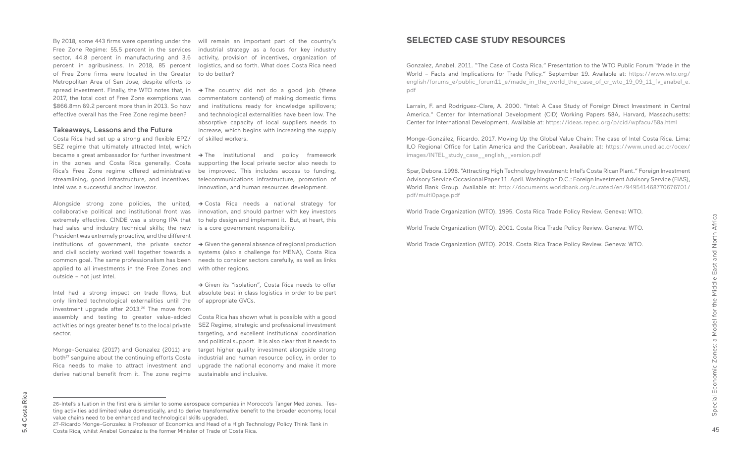By 2018, some 443 firms were operating under the Free Zone Regime: 55.5 percent in the services sector, 44.8 percent in manufacturing and 3.6 percent in agribusiness. In 2018, 85 percent of Free Zone firms were located in the Greater Metropolitan Area of San Jose, despite efforts to spread investment. Finally, the WTO notes that, in 2017, the total cost of Free Zone exemptions was $866.8mn 69.2 percent more than in 2013. So how effective overall has the Free Zone regime been?

### Takeaways, Lessons and the Future

Costa Rica had set up a strong and flexible EPZ/SEZ regime that ultimately attracted Intel, which became a great ambassador for further investment in the zones and Costa Rica generally. Costa Rica's Free Zone regime offered administrative streamlining, good infrastructure, and incentives. Intel was a successful anchor investor.

Alongside strong zone policies, the united, collaborative political and institutional front was extremely effective. CINDE was a strong IPA that had sales and industry technical skills; the new President was extremely proactive, and the different institutions of government, the private sector and civil society worked well together towards a common goal. The same professionalism has been applied to all investments in the Free Zones and outside – not just Intel.

Intel had a strong impact on trade flows, but only limited technological externalities until the investment upgrade after 2013.[26] The move from assembly and testing to greater value-added activities brings greater benefits to the local private sector.

Monge-Gonzalez (2017) and Gonzalez (2011) are both[27] sanguine about the continuing efforts Costa Rica needs to make to attract investment and derive national benefit from it. The zone regime will remain an important part of the country's industrial strategy as a focus for key industry activity, provision of incentives, organization of logistics, and so forth. What does Costa Rica need to do better?

→ The country did not do a good job (these commentators contend) of making domestic firms and institutions ready for knowledge spillovers; and technological externalities have been low. The absorptive capacity of local suppliers needs to increase, which begins with increasing the supply of skilled workers.

→ The institutional and policy framework supporting the local private sector also needs to be improved. This includes access to funding, telecommunications infrastructure, promotion of innovation, and human resources development.

→ Costa Rica needs a national strategy for innovation, and should partner with key investors to help design and implement it. But, at heart, this is a core government responsibility.

→ Given the general absence of regional production systems (also a challenge for MENA), Costa Rica needs to consider sectors carefully, as well as links with other regions.

→ Given its "isolation", Costa Rica needs to offer absolute best in class logistics in order to be part of appropriate GVCs.

Costa Rica has shown what is possible with a good SEZ Regime, strategic and professional investment targeting, and excellent institutional coordination and political support. It is also clear that it needs to target higher quality investment alongside strong industrial and human resource policy, in order to upgrade the national economy and make it more sustainable and inclusive.

---

26-Intel's situation in the first era is similar to some aerospace companies in Morocco's Tanger Med zones. Testing activities add limited value domestically, and to derive transformative benefit to the broader economy, local value chains need to be enhanced and technological skills upgraded.

27-Ricardo Monge-Gonzalez is Professor of Economics and Head of a High Technology Policy Think Tank in Costa Rica, whilst Anabel Gonzalez is the former Minister of Trade of Costa Rica.

## SELECTED CASE STUDY RESOURCES

Gonzalez, Anabel. 2011. "The Case of Costa Rica." Presentation to the WTO Public Forum "Made in the World – Facts and Implications for Trade Policy." September 19. Available at: https://www.wto.org/english/forums_e/public_forum11_e/made_in_the_world_the_case_of_cr_wto_19_09_11_fv_anabel_e.pdf

Larrain, F. and Rodriguez-Clare, A. 2000. "Intel: A Case Study of Foreign Direct Investment in Central America." Center for International Development (CID) Working Papers 58A, Harvard, Massachusetts: Center for International Development. Available at: https://ideas.repec.org/p/cid/wpfacu/58a.html

Monge-González, Ricardo. 2017. Moving Up the Global Value Chain: The case of Intel Costa Rica. Lima: ILO Regional Office for Latin America and the Caribbean. Available at: https://www.uned.ac.cr/ocex/images/INTEL_study_case__english__version.pdf

Spar, Debora. 1998. "Attracting High Technology Investment: Intel's Costa Rican Plant." Foreign Investment Advisory Service Occasional Paper 11. April. Washington D.C.: Foreign Investment Advisory Service (FIAS), World Bank Group. Available at: http://documents.worldbank.org/curated/en/949541468770676701/pdf/multi0page.pdf

World Trade Organization (WTO). 1995. Costa Rica Trade Policy Review. Geneva: WTO.

World Trade Organization (WTO). 2001. Costa Rica Trade Policy Review. Geneva: WTO.

World Trade Organization (WTO). 2019. Costa Rica Trade Policy Review. Geneva: WTO.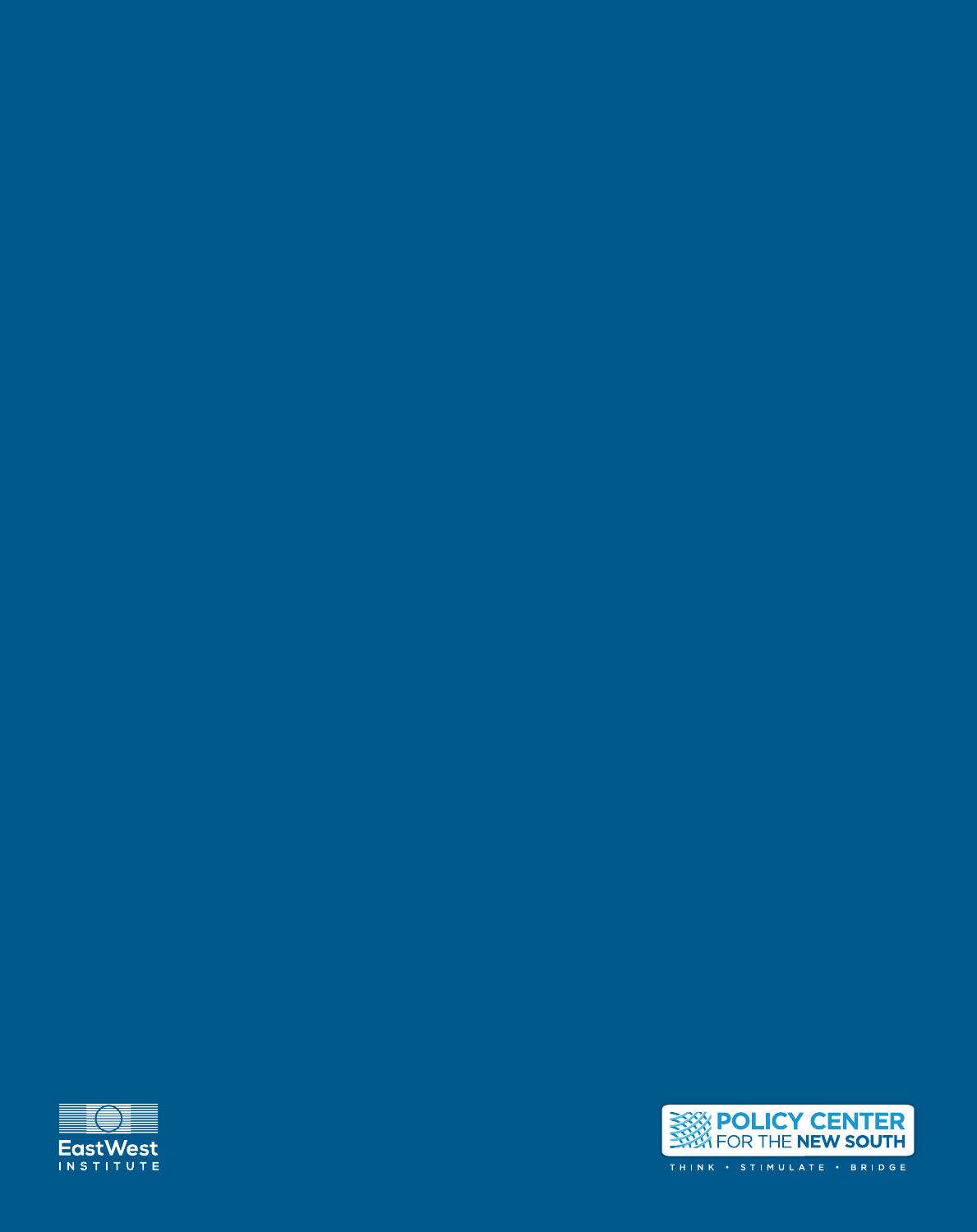EastWest
INSTITUTE

POLICY CENTER
FOR THE NEW SOUTH

THINK • STIMULATE • BRIDGE